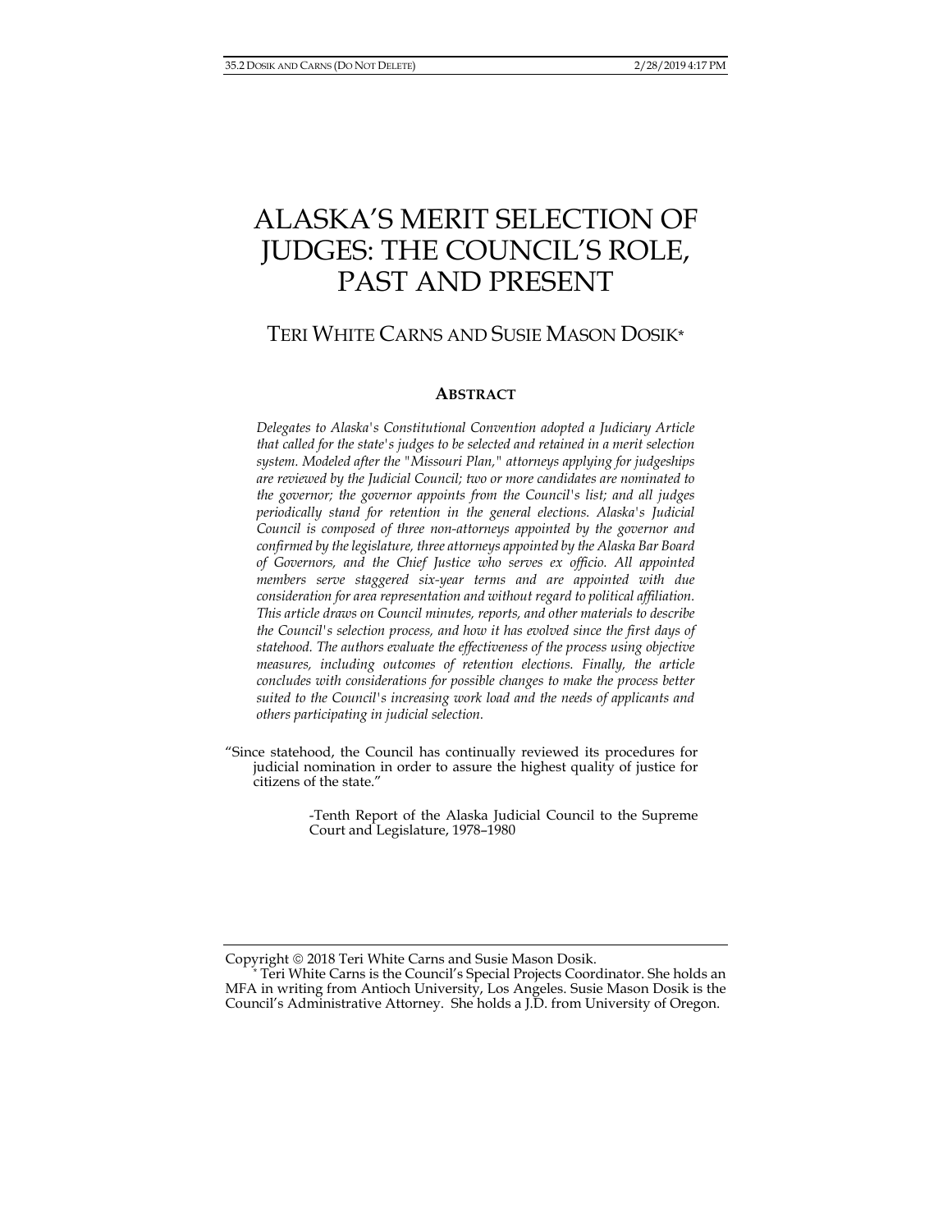# ALASKA'S MERIT SELECTION OF JUDGES: THE COUNCIL'S ROLE, PAST AND PRESENT

TERI WHITE CARNS AND SUSIE MASON DOSIK*

## ABSTRACT

*Delegates to Alaska's Constitutional Convention adopted a Judiciary Article that called for the state's judges to be selected and retained in a merit selection system. Modeled after the "Missouri Plan," attorneys applying for judgeships are reviewed by the Judicial Council; two or more candidates are nominated to the governor; the governor appoints from the Council's list; and all judges periodically stand for retention in the general elections. Alaska's Judicial Council is composed of three non-attorneys appointed by the governor and confirmed by the legislature, three attorneys appointed by the Alaska Bar Board of Governors, and the Chief Justice who serves ex officio. All appointed members serve staggered six-year terms and are appointed with due consideration for area representation and without regard to political affiliation. This article draws on Council minutes, reports, and other materials to describe the Council's selection process, and how it has evolved since the first days of statehood. The authors evaluate the effectiveness of the process using objective measures, including outcomes of retention elections. Finally, the article concludes with considerations for possible changes to make the process better suited to the Council's increasing work load and the needs of applicants and others participating in judicial selection.*

"Since statehood, the Council has continually reviewed its procedures for judicial nomination in order to assure the highest quality of justice for citizens of the state."

> -Tenth Report of the Alaska Judicial Council to the Supreme Court and Legislature, 1978–1980

Copyright © 2018 Teri White Carns and Susie Mason Dosik.

\* Teri White Carns is the Council's Special Projects Coordinator. She holds an MFA in writing from Antioch University, Los Angeles. Susie Mason Dosik is the Council's Administrative Attorney. She holds a J.D. from University of Oregon.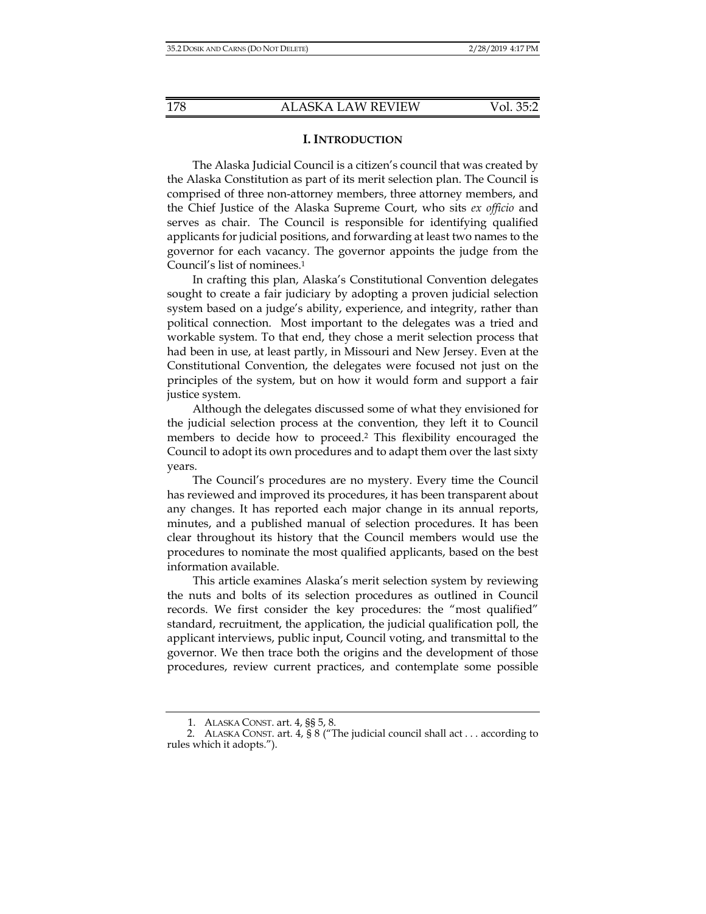## I. INTRODUCTION

The Alaska Judicial Council is a citizen's council that was created by the Alaska Constitution as part of its merit selection plan. The Council is comprised of three non-attorney members, three attorney members, and the Chief Justice of the Alaska Supreme Court, who sits *ex officio* and serves as chair. The Council is responsible for identifying qualified applicants for judicial positions, and forwarding at least two names to the governor for each vacancy. The governor appoints the judge from the Council's list of nominees.[1]

In crafting this plan, Alaska's Constitutional Convention delegates sought to create a fair judiciary by adopting a proven judicial selection system based on a judge's ability, experience, and integrity, rather than political connection. Most important to the delegates was a tried and workable system. To that end, they chose a merit selection process that had been in use, at least partly, in Missouri and New Jersey. Even at the Constitutional Convention, the delegates were focused not just on the principles of the system, but on how it would form and support a fair justice system.

Although the delegates discussed some of what they envisioned for the judicial selection process at the convention, they left it to Council members to decide how to proceed.[2] This flexibility encouraged the Council to adopt its own procedures and to adapt them over the last sixty years.

The Council's procedures are no mystery. Every time the Council has reviewed and improved its procedures, it has been transparent about any changes. It has reported each major change in its annual reports, minutes, and a published manual of selection procedures. It has been clear throughout its history that the Council members would use the procedures to nominate the most qualified applicants, based on the best information available.

This article examines Alaska's merit selection system by reviewing the nuts and bolts of its selection procedures as outlined in Council records. We first consider the key procedures: the "most qualified" standard, recruitment, the application, the judicial qualification poll, the applicant interviews, public input, Council voting, and transmittal to the governor. We then trace both the origins and the development of those procedures, review current practices, and contemplate some possible

---

1. ALASKA CONST. art. 4, §§ 5, 8.

2. ALASKA CONST. art. 4, § 8 ("The judicial council shall act . . . according to rules which it adopts.").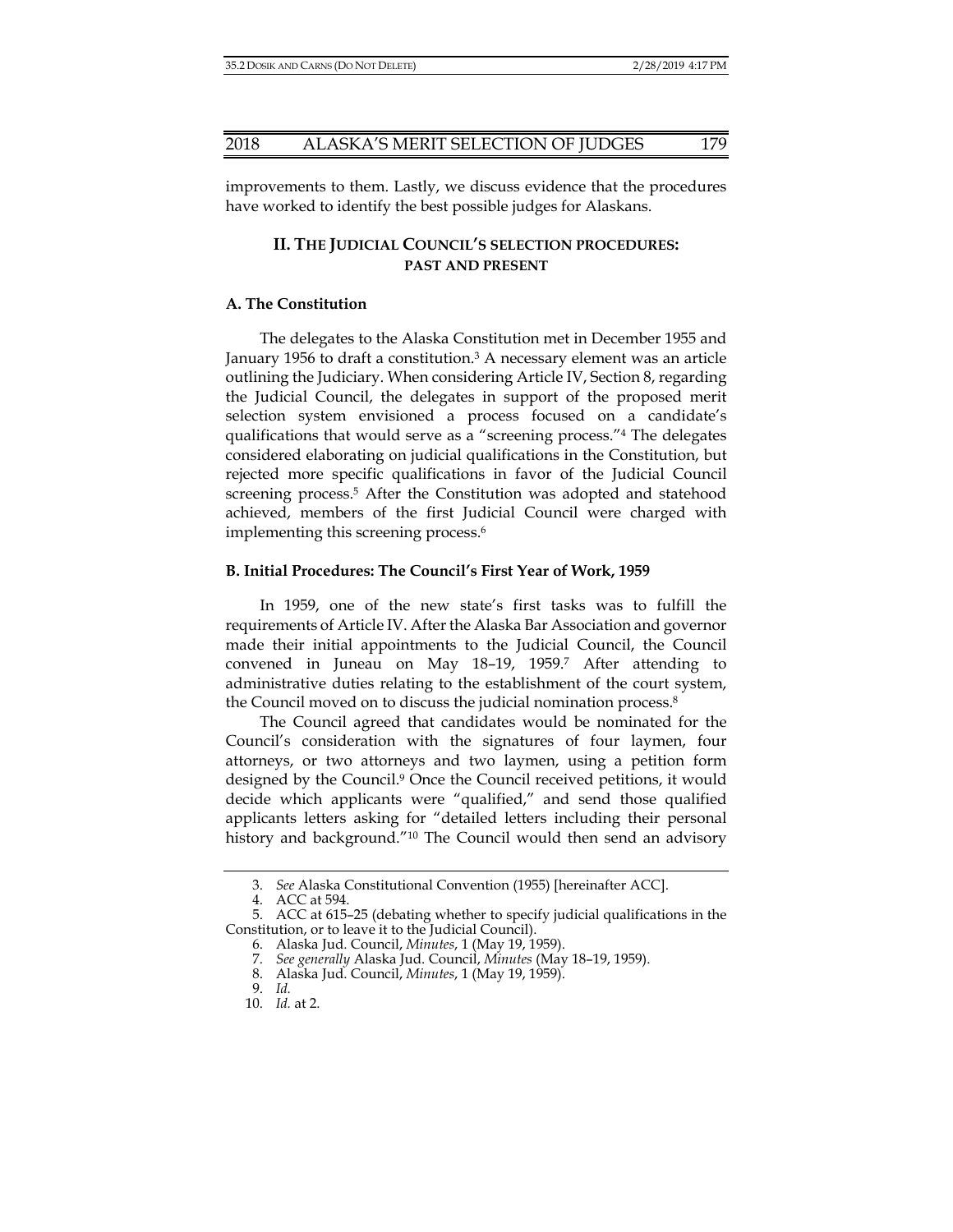improvements to them. Lastly, we discuss evidence that the procedures have worked to identify the best possible judges for Alaskans.

## II. THE JUDICIAL COUNCIL'S SELECTION PROCEDURES: PAST AND PRESENT

### A. The Constitution

The delegates to the Alaska Constitution met in December 1955 and January 1956 to draft a constitution.[3] A necessary element was an article outlining the Judiciary. When considering Article IV, Section 8, regarding the Judicial Council, the delegates in support of the proposed merit selection system envisioned a process focused on a candidate's qualifications that would serve as a "screening process."[4] The delegates considered elaborating on judicial qualifications in the Constitution, but rejected more specific qualifications in favor of the Judicial Council screening process.[5] After the Constitution was adopted and statehood achieved, members of the first Judicial Council were charged with implementing this screening process.[6]

### B. Initial Procedures: The Council's First Year of Work, 1959

In 1959, one of the new state's first tasks was to fulfill the requirements of Article IV. After the Alaska Bar Association and governor made their initial appointments to the Judicial Council, the Council convened in Juneau on May 18–19, 1959.[7] After attending to administrative duties relating to the establishment of the court system, the Council moved on to discuss the judicial nomination process.[8]

The Council agreed that candidates would be nominated for the Council's consideration with the signatures of four laymen, four attorneys, or two attorneys and two laymen, using a petition form designed by the Council.[9] Once the Council received petitions, it would decide which applicants were "qualified," and send those qualified applicants letters asking for "detailed letters including their personal history and background."[10] The Council would then send an advisory

---

3. *See* Alaska Constitutional Convention (1955) [hereinafter ACC].

4. ACC at 594.

5. ACC at 615–25 (debating whether to specify judicial qualifications in the Constitution, or to leave it to the Judicial Council).

6. Alaska Jud. Council, *Minutes*, 1 (May 19, 1959).

7. *See generally* Alaska Jud. Council, *Minutes* (May 18–19, 1959).

8. Alaska Jud. Council, *Minutes*, 1 (May 19, 1959).

9. *Id.*

10. *Id.* at 2.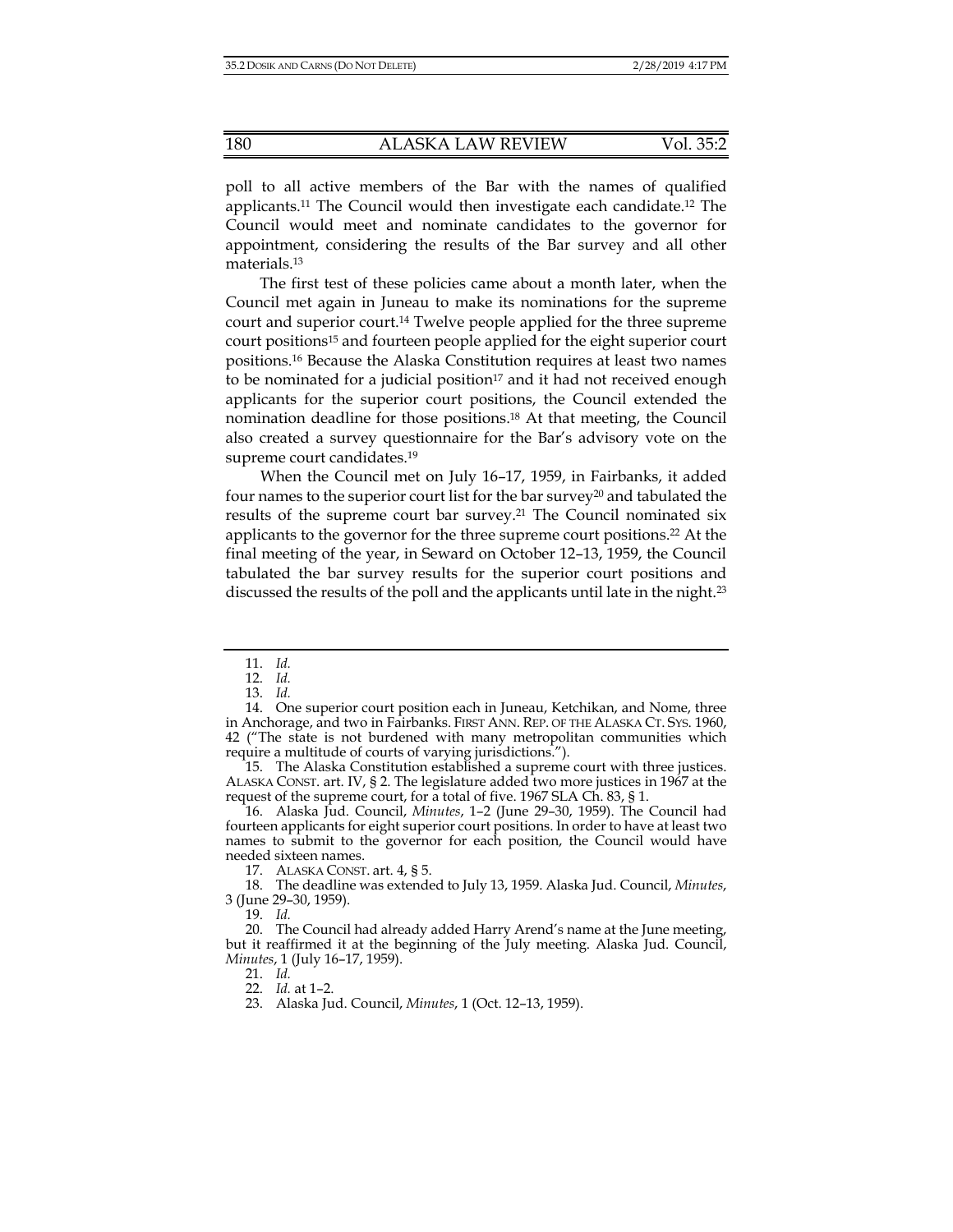poll to all active members of the Bar with the names of qualified applicants.[11] The Council would then investigate each candidate.[12] The Council would meet and nominate candidates to the governor for appointment, considering the results of the Bar survey and all other materials.[13]

The first test of these policies came about a month later, when the Council met again in Juneau to make its nominations for the supreme court and superior court.[14] Twelve people applied for the three supreme court positions[15] and fourteen people applied for the eight superior court positions.[16] Because the Alaska Constitution requires at least two names to be nominated for a judicial position[17] and it had not received enough applicants for the superior court positions, the Council extended the nomination deadline for those positions.[18] At that meeting, the Council also created a survey questionnaire for the Bar's advisory vote on the supreme court candidates.[19]

When the Council met on July 16–17, 1959, in Fairbanks, it added four names to the superior court list for the bar survey[20] and tabulated the results of the supreme court bar survey.[21] The Council nominated six applicants to the governor for the three supreme court positions.[22] At the final meeting of the year, in Seward on October 12–13, 1959, the Council tabulated the bar survey results for the superior court positions and discussed the results of the poll and the applicants until late in the night.[23]

---

11. *Id.*
12. *Id.*
13. *Id.*
14. One superior court position each in Juneau, Ketchikan, and Nome, three in Anchorage, and two in Fairbanks. FIRST ANN. REP. OF THE ALASKA CT. SYS. 1960, 42 ("The state is not burdened with many metropolitan communities which require a multitude of courts of varying jurisdictions.").
15. The Alaska Constitution established a supreme court with three justices. ALASKA CONST. art. IV, § 2. The legislature added two more justices in 1967 at the request of the supreme court, for a total of five. 1967 SLA Ch. 83, § 1.
16. Alaska Jud. Council, *Minutes*, 1–2 (June 29–30, 1959). The Council had fourteen applicants for eight superior court positions. In order to have at least two names to submit to the governor for each position, the Council would have needed sixteen names.
17. ALASKA CONST. art. 4, § 5.
18. The deadline was extended to July 13, 1959. Alaska Jud. Council, *Minutes*, 3 (June 29–30, 1959).
19. *Id.*
20. The Council had already added Harry Arend's name at the June meeting, but it reaffirmed it at the beginning of the July meeting. Alaska Jud. Council, *Minutes*, 1 (July 16–17, 1959).
21. *Id.*
22. *Id.* at 1–2.
23. Alaska Jud. Council, *Minutes*, 1 (Oct. 12–13, 1959).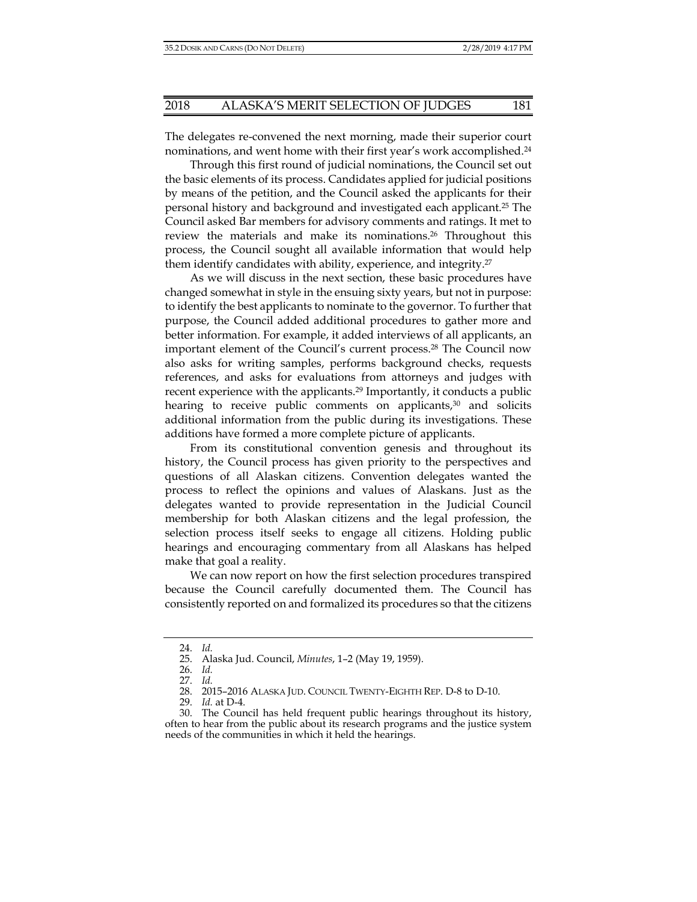The delegates re-convened the next morning, made their superior court nominations, and went home with their first year's work accomplished.[24]

Through this first round of judicial nominations, the Council set out the basic elements of its process. Candidates applied for judicial positions by means of the petition, and the Council asked the applicants for their personal history and background and investigated each applicant.[25] The Council asked Bar members for advisory comments and ratings. It met to review the materials and make its nominations.[26] Throughout this process, the Council sought all available information that would help them identify candidates with ability, experience, and integrity.[27]

As we will discuss in the next section, these basic procedures have changed somewhat in style in the ensuing sixty years, but not in purpose: to identify the best applicants to nominate to the governor. To further that purpose, the Council added additional procedures to gather more and better information. For example, it added interviews of all applicants, an important element of the Council's current process.[28] The Council now also asks for writing samples, performs background checks, requests references, and asks for evaluations from attorneys and judges with recent experience with the applicants.[29] Importantly, it conducts a public hearing to receive public comments on applicants,[30] and solicits additional information from the public during its investigations. These additions have formed a more complete picture of applicants.

From its constitutional convention genesis and throughout its history, the Council process has given priority to the perspectives and questions of all Alaskan citizens. Convention delegates wanted the process to reflect the opinions and values of Alaskans. Just as the delegates wanted to provide representation in the Judicial Council membership for both Alaskan citizens and the legal profession, the selection process itself seeks to engage all citizens. Holding public hearings and encouraging commentary from all Alaskans has helped make that goal a reality.

We can now report on how the first selection procedures transpired because the Council carefully documented them. The Council has consistently reported on and formalized its procedures so that the citizens

---

24. *Id.*
25. Alaska Jud. Council, *Minutes*, 1–2 (May 19, 1959).
26. *Id.*
27. *Id.*
28. 2015–2016 ALASKA JUD. COUNCIL TWENTY-EIGHTH REP. D-8 to D-10.
29. *Id.* at D-4.
30. The Council has held frequent public hearings throughout its history, often to hear from the public about its research programs and the justice system needs of the communities in which it held the hearings.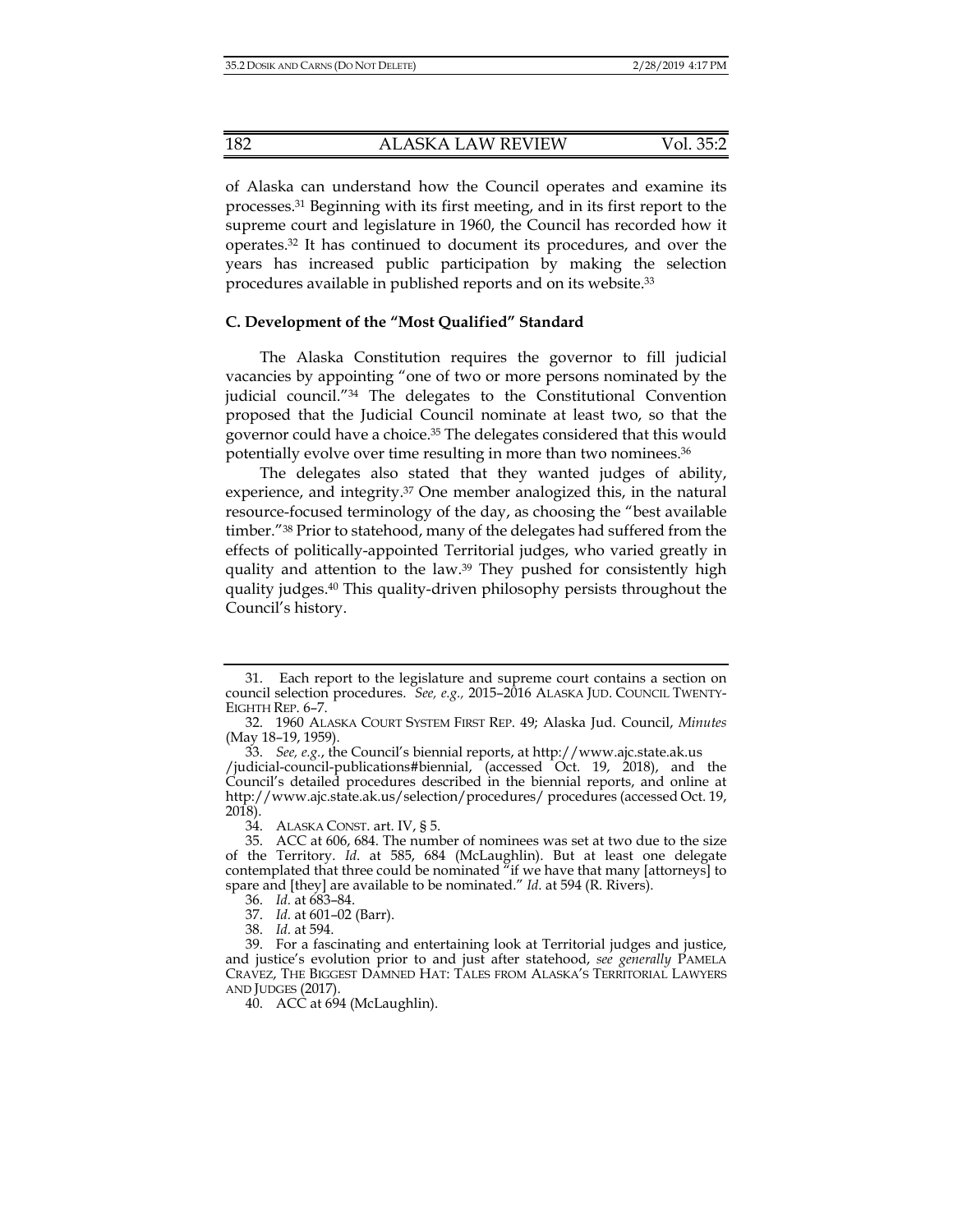of Alaska can understand how the Council operates and examine its processes.[31] Beginning with its first meeting, and in its first report to the supreme court and legislature in 1960, the Council has recorded how it operates.[32] It has continued to document its procedures, and over the years has increased public participation by making the selection procedures available in published reports and on its website.[33]

### C. Development of the "Most Qualified" Standard

The Alaska Constitution requires the governor to fill judicial vacancies by appointing "one of two or more persons nominated by the judicial council."[34] The delegates to the Constitutional Convention proposed that the Judicial Council nominate at least two, so that the governor could have a choice.[35] The delegates considered that this would potentially evolve over time resulting in more than two nominees.[36]

The delegates also stated that they wanted judges of ability, experience, and integrity.[37] One member analogized this, in the natural resource-focused terminology of the day, as choosing the "best available timber."[38] Prior to statehood, many of the delegates had suffered from the effects of politically-appointed Territorial judges, who varied greatly in quality and attention to the law.[39] They pushed for consistently high quality judges.[40] This quality-driven philosophy persists throughout the Council's history.

---

31. Each report to the legislature and supreme court contains a section on council selection procedures. *See, e.g.,* 2015–2016 ALASKA JUD. COUNCIL TWENTY-EIGHTH REP. 6–7.

32. 1960 ALASKA COURT SYSTEM FIRST REP. 49; Alaska Jud. Council, *Minutes* (May 18–19, 1959).

33. *See, e.g.*, the Council's biennial reports, at http://www.ajc.state.ak.us /judicial-council-publications#biennial, (accessed Oct. 19, 2018), and the Council's detailed procedures described in the biennial reports, and online at http://www.ajc.state.ak.us/selection/procedures/ procedures (accessed Oct. 19, 2018).

34. ALASKA CONST. art. IV, § 5.

35. ACC at 606, 684. The number of nominees was set at two due to the size of the Territory. *Id.* at 585, 684 (McLaughlin). But at least one delegate contemplated that three could be nominated "if we have that many [attorneys] to spare and [they] are available to be nominated." *Id.* at 594 (R. Rivers).

36. *Id.* at 683–84.

37. *Id.* at 601–02 (Barr).

38. *Id.* at 594.

39. For a fascinating and entertaining look at Territorial judges and justice, and justice's evolution prior to and just after statehood, *see generally* PAMELA CRAVEZ, THE BIGGEST DAMNED HAT: TALES FROM ALASKA'S TERRITORIAL LAWYERS AND JUDGES (2017).

40. ACC at 694 (McLaughlin).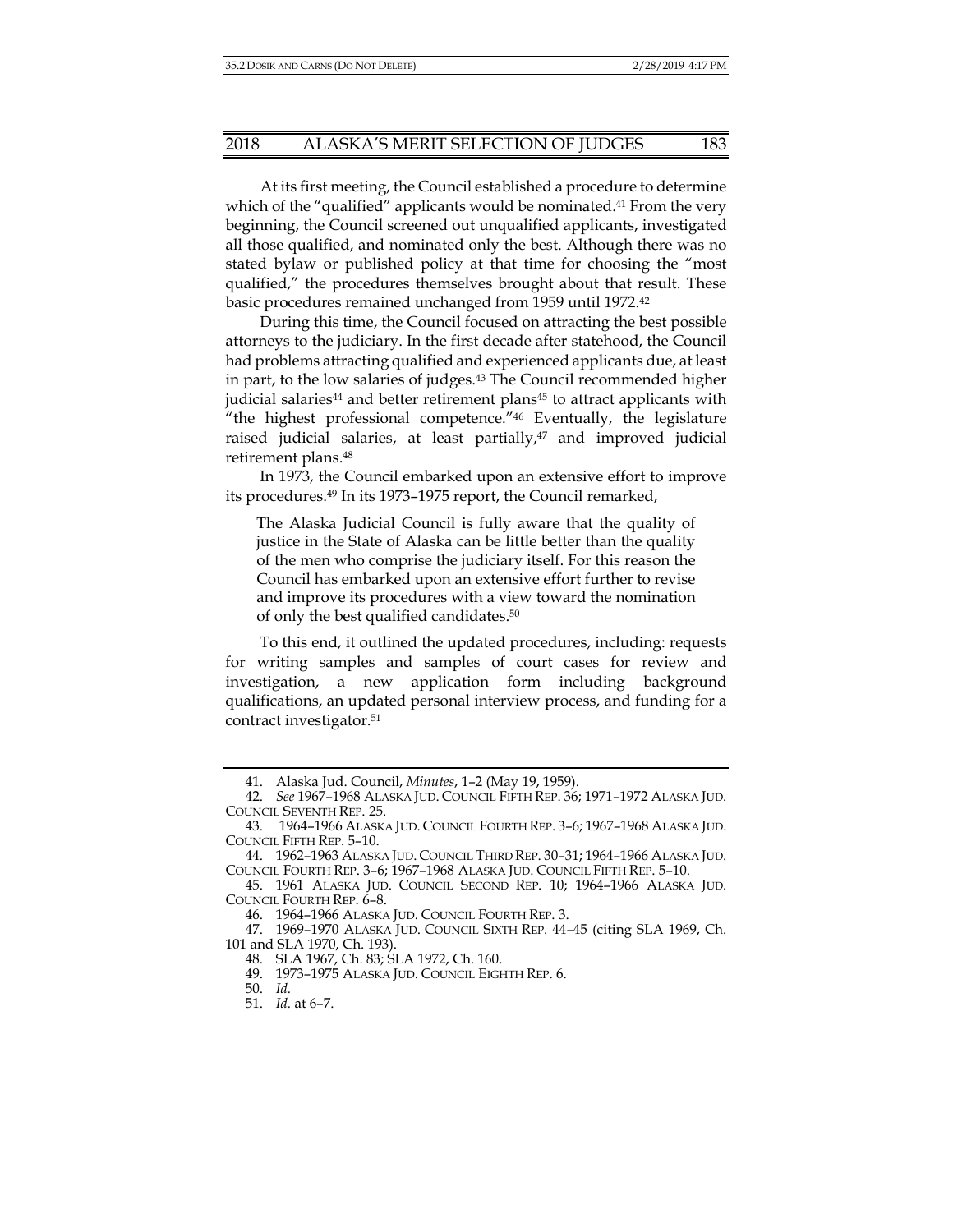At its first meeting, the Council established a procedure to determine which of the "qualified" applicants would be nominated.[41] From the very beginning, the Council screened out unqualified applicants, investigated all those qualified, and nominated only the best. Although there was no stated bylaw or published policy at that time for choosing the "most qualified," the procedures themselves brought about that result. These basic procedures remained unchanged from 1959 until 1972.[42]

During this time, the Council focused on attracting the best possible attorneys to the judiciary. In the first decade after statehood, the Council had problems attracting qualified and experienced applicants due, at least in part, to the low salaries of judges.[43] The Council recommended higher judicial salaries[44] and better retirement plans[45] to attract applicants with "the highest professional competence."[46] Eventually, the legislature raised judicial salaries, at least partially,[47] and improved judicial retirement plans.[48]

In 1973, the Council embarked upon an extensive effort to improve its procedures.[49] In its 1973–1975 report, the Council remarked,

> The Alaska Judicial Council is fully aware that the quality of justice in the State of Alaska can be little better than the quality of the men who comprise the judiciary itself. For this reason the Council has embarked upon an extensive effort further to revise and improve its procedures with a view toward the nomination of only the best qualified candidates.[50]

To this end, it outlined the updated procedures, including: requests for writing samples and samples of court cases for review and investigation, a new application form including background qualifications, an updated personal interview process, and funding for a contract investigator.[51]

---

41. Alaska Jud. Council, *Minutes*, 1–2 (May 19, 1959).
42. *See* 1967–1968 ALASKA JUD. COUNCIL FIFTH REP. 36; 1971–1972 ALASKA JUD. COUNCIL SEVENTH REP. 25.
43. 1964–1966 ALASKA JUD. COUNCIL FOURTH REP. 3–6; 1967–1968 ALASKA JUD. COUNCIL FIFTH REP. 5–10.
44. 1962–1963 ALASKA JUD. COUNCIL THIRD REP. 30–31; 1964–1966 ALASKA JUD. COUNCIL FOURTH REP. 3–6; 1967–1968 ALASKA JUD. COUNCIL FIFTH REP. 5–10.
45. 1961 ALASKA JUD. COUNCIL SECOND REP. 10; 1964–1966 ALASKA JUD. COUNCIL FOURTH REP. 6–8.
46. 1964–1966 ALASKA JUD. COUNCIL FOURTH REP. 3.
47. 1969–1970 ALASKA JUD. COUNCIL SIXTH REP. 44–45 (citing SLA 1969, Ch. 101 and SLA 1970, Ch. 193).
48. SLA 1967, Ch. 83; SLA 1972, Ch. 160.
49. 1973–1975 ALASKA JUD. COUNCIL EIGHTH REP. 6.
50. *Id.*
51. *Id.* at 6–7.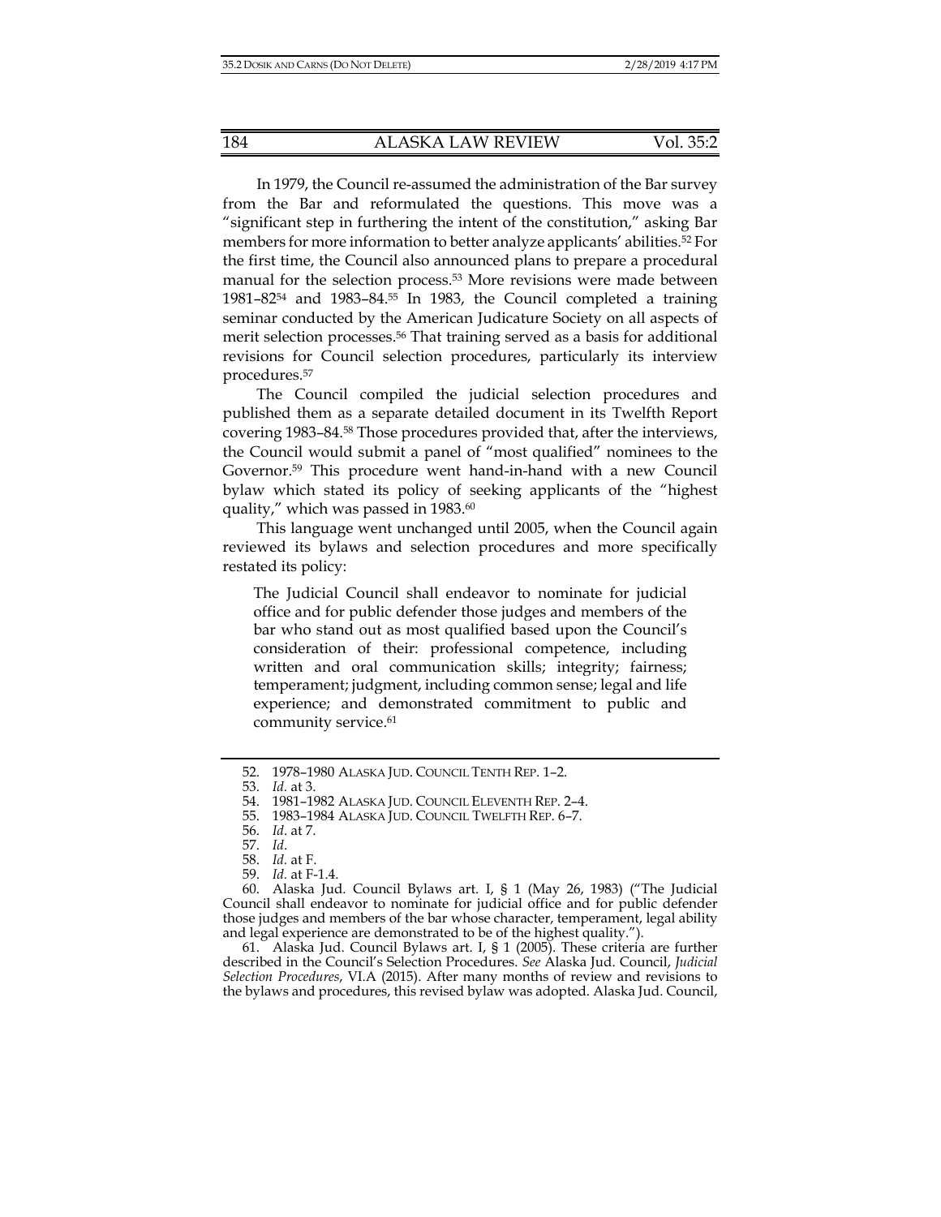In 1979, the Council re-assumed the administration of the Bar survey from the Bar and reformulated the questions. This move was a "significant step in furthering the intent of the constitution," asking Bar members for more information to better analyze applicants' abilities.[52] For the first time, the Council also announced plans to prepare a procedural manual for the selection process.[53] More revisions were made between 1981–82[54] and 1983–84.[55] In 1983, the Council completed a training seminar conducted by the American Judicature Society on all aspects of merit selection processes.[56] That training served as a basis for additional revisions for Council selection procedures, particularly its interview procedures.[57]

The Council compiled the judicial selection procedures and published them as a separate detailed document in its Twelfth Report covering 1983–84.[58] Those procedures provided that, after the interviews, the Council would submit a panel of "most qualified" nominees to the Governor.[59] This procedure went hand-in-hand with a new Council bylaw which stated its policy of seeking applicants of the "highest quality," which was passed in 1983.[60]

This language went unchanged until 2005, when the Council again reviewed its bylaws and selection procedures and more specifically restated its policy:

> The Judicial Council shall endeavor to nominate for judicial office and for public defender those judges and members of the bar who stand out as most qualified based upon the Council's consideration of their: professional competence, including written and oral communication skills; integrity; fairness; temperament; judgment, including common sense; legal and life experience; and demonstrated commitment to public and community service.[61]

---

52. 1978–1980 ALASKA JUD. COUNCIL TENTH REP. 1–2.

53. *Id.* at 3.

54. 1981–1982 ALASKA JUD. COUNCIL ELEVENTH REP. 2–4.

55. 1983–1984 ALASKA JUD. COUNCIL TWELFTH REP. 6–7.

56. *Id.* at 7.

57. *Id.*

58. *Id.* at F.

59. *Id.* at F-1.4.

60. Alaska Jud. Council Bylaws art. I, § 1 (May 26, 1983) ("The Judicial Council shall endeavor to nominate for judicial office and for public defender those judges and members of the bar whose character, temperament, legal ability and legal experience are demonstrated to be of the highest quality.").

61. Alaska Jud. Council Bylaws art. I, § 1 (2005). These criteria are further described in the Council's Selection Procedures. *See* Alaska Jud. Council, *Judicial Selection Procedures*, VI.A (2015). After many months of review and revisions to the bylaws and procedures, this revised bylaw was adopted. Alaska Jud. Council,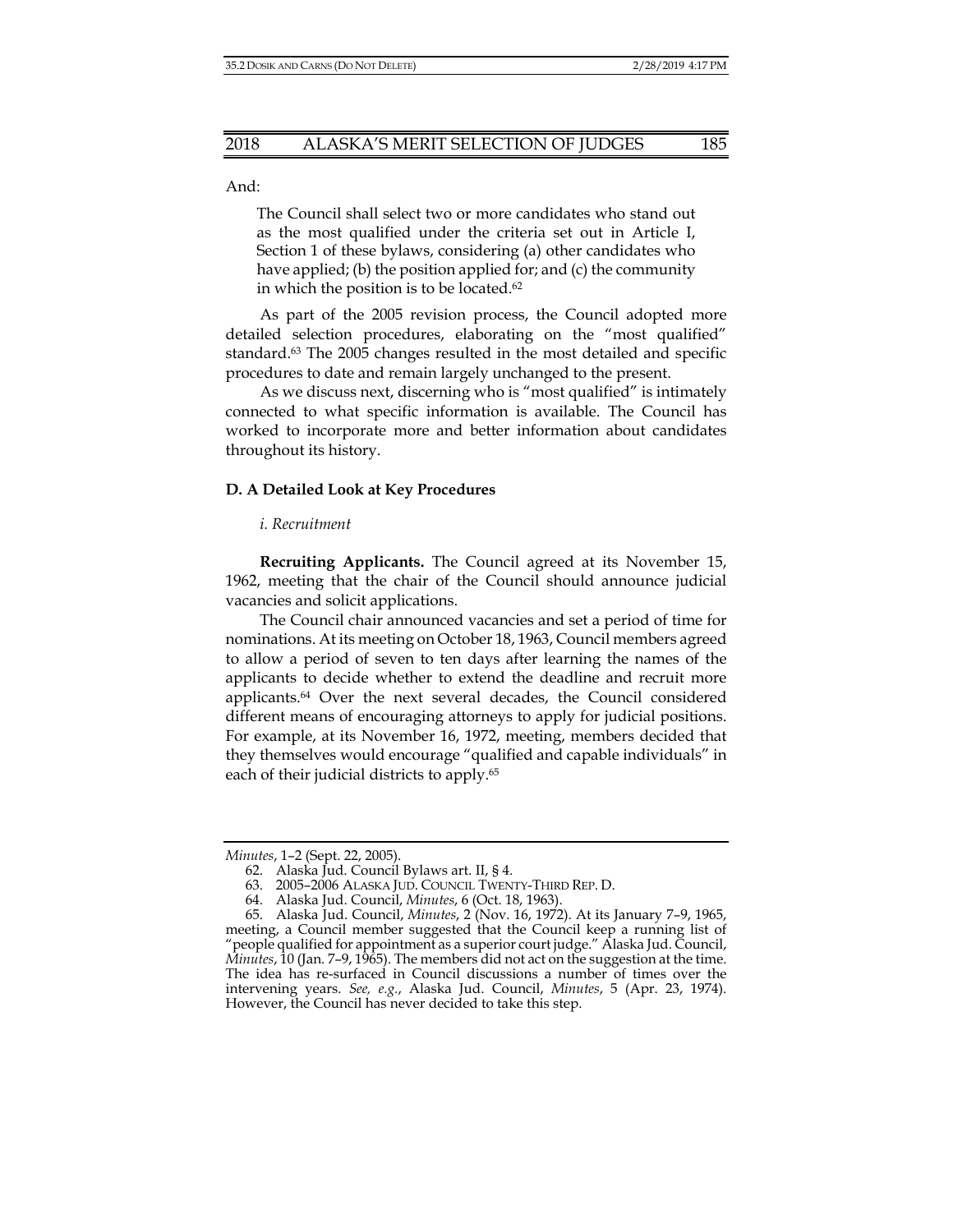And:

> The Council shall select two or more candidates who stand out as the most qualified under the criteria set out in Article I, Section 1 of these bylaws, considering (a) other candidates who have applied; (b) the position applied for; and (c) the community in which the position is to be located.[62]

As part of the 2005 revision process, the Council adopted more detailed selection procedures, elaborating on the "most qualified" standard.[63] The 2005 changes resulted in the most detailed and specific procedures to date and remain largely unchanged to the present.

As we discuss next, discerning who is "most qualified" is intimately connected to what specific information is available. The Council has worked to incorporate more and better information about candidates throughout its history.

### D. A Detailed Look at Key Procedures

#### *i. Recruitment*

**Recruiting Applicants.** The Council agreed at its November 15, 1962, meeting that the chair of the Council should announce judicial vacancies and solicit applications.

The Council chair announced vacancies and set a period of time for nominations. At its meeting on October 18, 1963, Council members agreed to allow a period of seven to ten days after learning the names of the applicants to decide whether to extend the deadline and recruit more applicants.[64] Over the next several decades, the Council considered different means of encouraging attorneys to apply for judicial positions. For example, at its November 16, 1972, meeting, members decided that they themselves would encourage "qualified and capable individuals" in each of their judicial districts to apply.[65]

---

*Minutes*, 1–2 (Sept. 22, 2005).

62. Alaska Jud. Council Bylaws art. II, § 4.

63. 2005–2006 ALASKA JUD. COUNCIL TWENTY-THIRD REP. D.

64. Alaska Jud. Council, *Minutes*, 6 (Oct. 18, 1963).

65. Alaska Jud. Council, *Minutes*, 2 (Nov. 16, 1972). At its January 7–9, 1965, meeting, a Council member suggested that the Council keep a running list of "people qualified for appointment as a superior court judge." Alaska Jud. Council, *Minutes*, 10 (Jan. 7–9, 1965). The members did not act on the suggestion at the time. The idea has re-surfaced in Council discussions a number of times over the intervening years. *See, e.g.*, Alaska Jud. Council, *Minutes*, 5 (Apr. 23, 1974). However, the Council has never decided to take this step.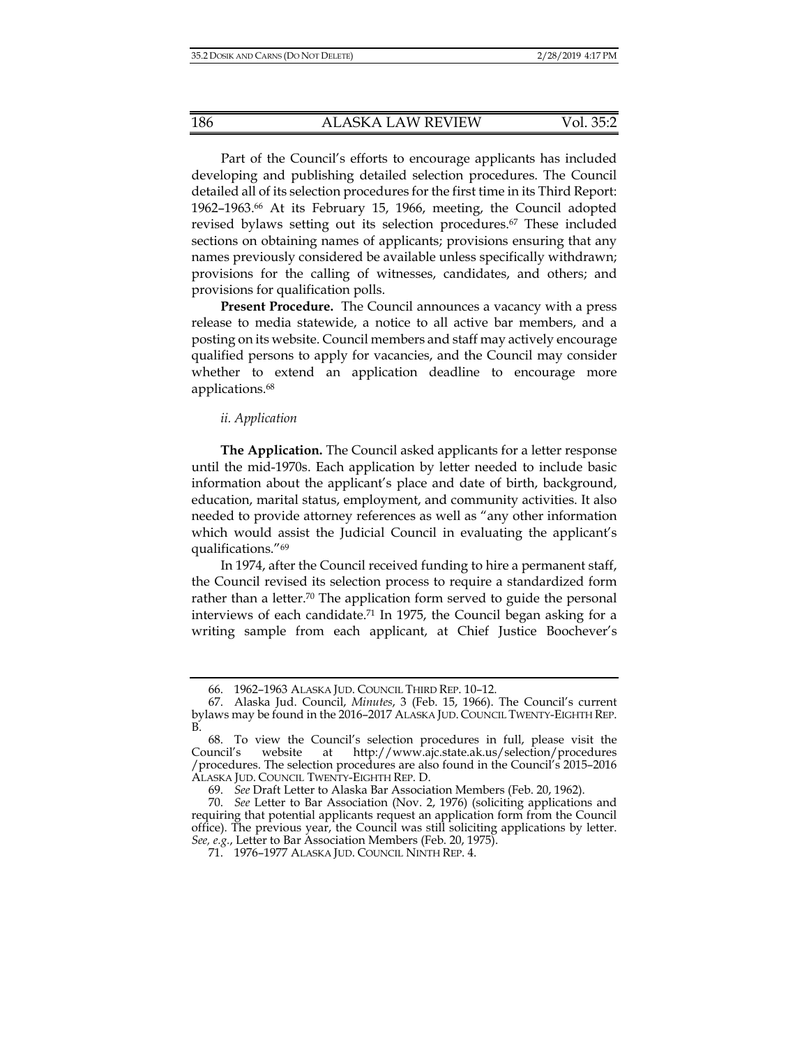Part of the Council's efforts to encourage applicants has included developing and publishing detailed selection procedures. The Council detailed all of its selection procedures for the first time in its Third Report: 1962–1963.[66] At its February 15, 1966, meeting, the Council adopted revised bylaws setting out its selection procedures.[67] These included sections on obtaining names of applicants; provisions ensuring that any names previously considered be available unless specifically withdrawn; provisions for the calling of witnesses, candidates, and others; and provisions for qualification polls.

**Present Procedure.** The Council announces a vacancy with a press release to media statewide, a notice to all active bar members, and a posting on its website. Council members and staff may actively encourage qualified persons to apply for vacancies, and the Council may consider whether to extend an application deadline to encourage more applications.[68]

*ii. Application*

**The Application.** The Council asked applicants for a letter response until the mid-1970s. Each application by letter needed to include basic information about the applicant's place and date of birth, background, education, marital status, employment, and community activities. It also needed to provide attorney references as well as "any other information which would assist the Judicial Council in evaluating the applicant's qualifications."[69]

In 1974, after the Council received funding to hire a permanent staff, the Council revised its selection process to require a standardized form rather than a letter.[70] The application form served to guide the personal interviews of each candidate.[71] In 1975, the Council began asking for a writing sample from each applicant, at Chief Justice Boochever's

---

66. 1962–1963 ALASKA JUD. COUNCIL THIRD REP. 10–12.

67. Alaska Jud. Council, *Minutes*, 3 (Feb. 15, 1966). The Council's current bylaws may be found in the 2016–2017 ALASKA JUD. COUNCIL TWENTY-EIGHTH REP. B.

68. To view the Council's selection procedures in full, please visit the Council's website at http://www.ajc.state.ak.us/selection/procedures/procedures. The selection procedures are also found in the Council's 2015–2016 ALASKA JUD. COUNCIL TWENTY-EIGHTH REP. D.

69. *See* Draft Letter to Alaska Bar Association Members (Feb. 20, 1962).

70. *See* Letter to Bar Association (Nov. 2, 1976) (soliciting applications and requiring that potential applicants request an application form from the Council office). The previous year, the Council was still soliciting applications by letter. *See, e.g.*, Letter to Bar Association Members (Feb. 20, 1975).

71. 1976–1977 ALASKA JUD. COUNCIL NINTH REP. 4.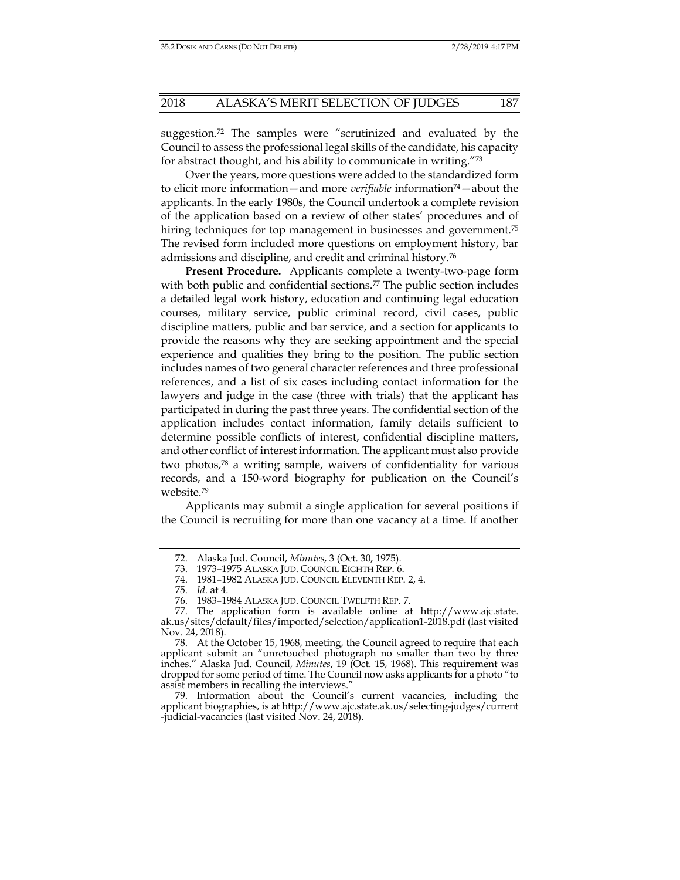suggestion.[72] The samples were "scrutinized and evaluated by the Council to assess the professional legal skills of the candidate, his capacity for abstract thought, and his ability to communicate in writing."[73]

Over the years, more questions were added to the standardized form to elicit more information—and more *verifiable* information[74]—about the applicants. In the early 1980s, the Council undertook a complete revision of the application based on a review of other states' procedures and of hiring techniques for top management in businesses and government.[75] The revised form included more questions on employment history, bar admissions and discipline, and credit and criminal history.[76]

**Present Procedure.** Applicants complete a twenty-two-page form with both public and confidential sections.[77] The public section includes a detailed legal work history, education and continuing legal education courses, military service, public criminal record, civil cases, public discipline matters, public and bar service, and a section for applicants to provide the reasons why they are seeking appointment and the special experience and qualities they bring to the position. The public section includes names of two general character references and three professional references, and a list of six cases including contact information for the lawyers and judge in the case (three with trials) that the applicant has participated in during the past three years. The confidential section of the application includes contact information, family details sufficient to determine possible conflicts of interest, confidential discipline matters, and other conflict of interest information. The applicant must also provide two photos,[78] a writing sample, waivers of confidentiality for various records, and a 150-word biography for publication on the Council's website.[79]

Applicants may submit a single application for several positions if the Council is recruiting for more than one vacancy at a time. If another

---

72. Alaska Jud. Council, *Minutes*, 3 (Oct. 30, 1975).

73. 1973–1975 ALASKA JUD. COUNCIL EIGHTH REP. 6.

74. 1981–1982 ALASKA JUD. COUNCIL ELEVENTH REP. 2, 4.

75. *Id.* at 4.

76. 1983–1984 ALASKA JUD. COUNCIL TWELFTH REP. 7.

77. The application form is available online at http://www.ajc.state.ak.us/sites/default/files/imported/selection/application1-2018.pdf (last visited Nov. 24, 2018).

78. At the October 15, 1968, meeting, the Council agreed to require that each applicant submit an "unretouched photograph no smaller than two by three inches." Alaska Jud. Council, *Minutes*, 19 (Oct. 15, 1968). This requirement was dropped for some period of time. The Council now asks applicants for a photo "to assist members in recalling the interviews."

79. Information about the Council's current vacancies, including the applicant biographies, is at http://www.ajc.state.ak.us/selecting-judges/current-judicial-vacancies (last visited Nov. 24, 2018).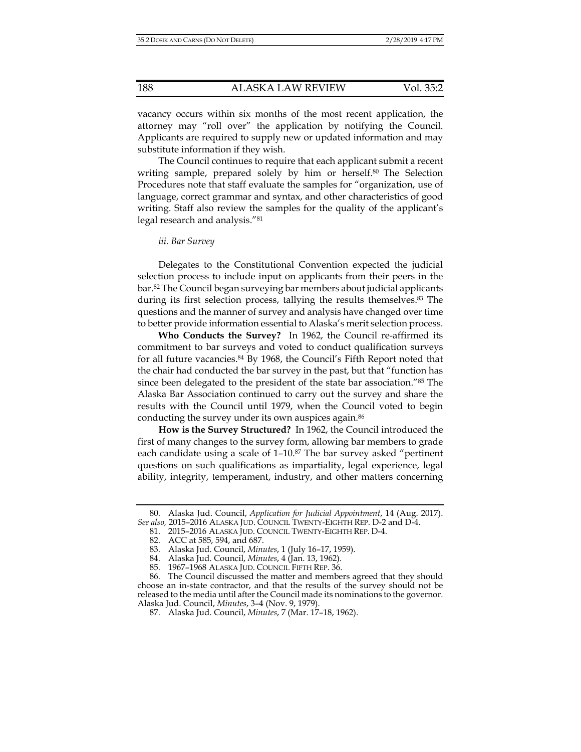vacancy occurs within six months of the most recent application, the attorney may "roll over" the application by notifying the Council. Applicants are required to supply new or updated information and may substitute information if they wish.

The Council continues to require that each applicant submit a recent writing sample, prepared solely by him or herself.[80] The Selection Procedures note that staff evaluate the samples for "organization, use of language, correct grammar and syntax, and other characteristics of good writing. Staff also review the samples for the quality of the applicant's legal research and analysis."[81]

*iii. Bar Survey*

Delegates to the Constitutional Convention expected the judicial selection process to include input on applicants from their peers in the bar.[82] The Council began surveying bar members about judicial applicants during its first selection process, tallying the results themselves.[83] The questions and the manner of survey and analysis have changed over time to better provide information essential to Alaska's merit selection process.

**Who Conducts the Survey?** In 1962, the Council re-affirmed its commitment to bar surveys and voted to conduct qualification surveys for all future vacancies.[84] By 1968, the Council's Fifth Report noted that the chair had conducted the bar survey in the past, but that "function has since been delegated to the president of the state bar association."[85] The Alaska Bar Association continued to carry out the survey and share the results with the Council until 1979, when the Council voted to begin conducting the survey under its own auspices again.[86]

**How is the Survey Structured?** In 1962, the Council introduced the first of many changes to the survey form, allowing bar members to grade each candidate using a scale of 1–10.[87] The bar survey asked "pertinent questions on such qualifications as impartiality, legal experience, legal ability, integrity, temperament, industry, and other matters concerning

---

80. Alaska Jud. Council, *Application for Judicial Appointment*, 14 (Aug. 2017). *See also,* 2015–2016 ALASKA JUD. COUNCIL TWENTY-EIGHTH REP. D-2 and D-4.

81. 2015–2016 ALASKA JUD. COUNCIL TWENTY-EIGHTH REP. D-4.

82. ACC at 585, 594, and 687.

83. Alaska Jud. Council, *Minutes*, 1 (July 16–17, 1959).

84. Alaska Jud. Council, *Minutes*, 4 (Jan. 13, 1962).

85. 1967–1968 ALASKA JUD. COUNCIL FIFTH REP. 36.

86. The Council discussed the matter and members agreed that they should choose an in-state contractor, and that the results of the survey should not be released to the media until after the Council made its nominations to the governor. Alaska Jud. Council, *Minutes*, 3–4 (Nov. 9, 1979).

87. Alaska Jud. Council, *Minutes*, 7 (Mar. 17–18, 1962).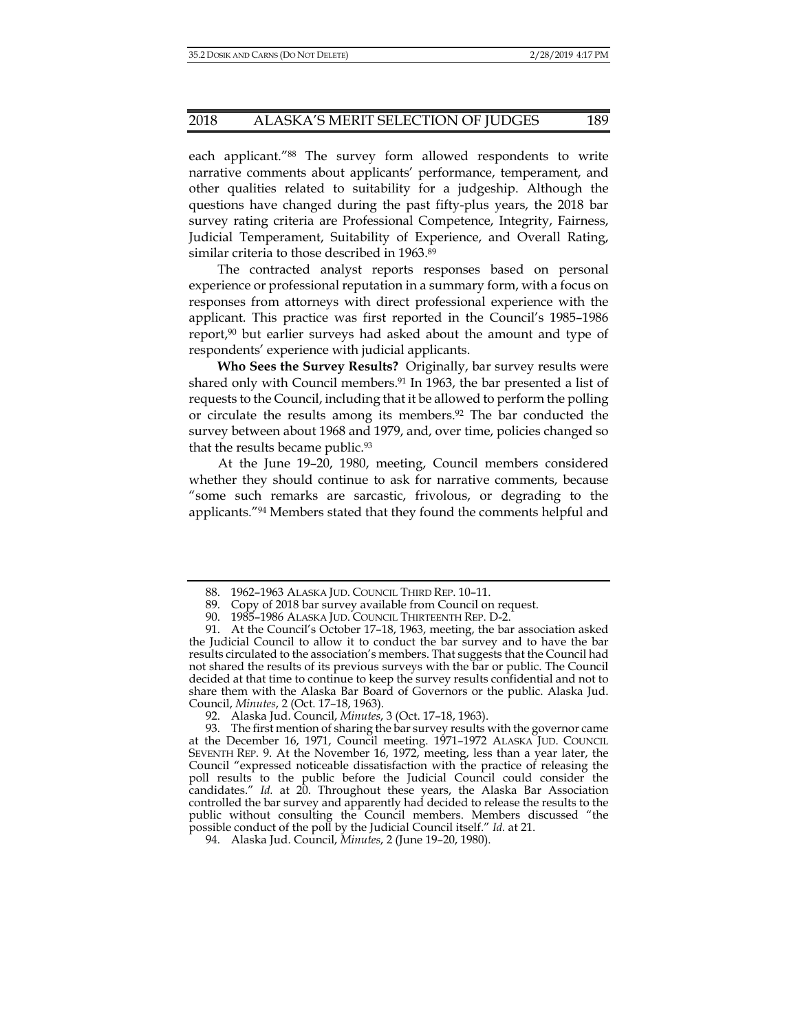each applicant."[88] The survey form allowed respondents to write narrative comments about applicants' performance, temperament, and other qualities related to suitability for a judgeship. Although the questions have changed during the past fifty-plus years, the 2018 bar survey rating criteria are Professional Competence, Integrity, Fairness, Judicial Temperament, Suitability of Experience, and Overall Rating, similar criteria to those described in 1963.[89]

The contracted analyst reports responses based on personal experience or professional reputation in a summary form, with a focus on responses from attorneys with direct professional experience with the applicant. This practice was first reported in the Council's 1985–1986 report,[90] but earlier surveys had asked about the amount and type of respondents' experience with judicial applicants.

**Who Sees the Survey Results?** Originally, bar survey results were shared only with Council members.[91] In 1963, the bar presented a list of requests to the Council, including that it be allowed to perform the polling or circulate the results among its members.[92] The bar conducted the survey between about 1968 and 1979, and, over time, policies changed so that the results became public.[93]

At the June 19–20, 1980, meeting, Council members considered whether they should continue to ask for narrative comments, because "some such remarks are sarcastic, frivolous, or degrading to the applicants."[94] Members stated that they found the comments helpful and

---

88. 1962–1963 ALASKA JUD. COUNCIL THIRD REP. 10–11.

89. Copy of 2018 bar survey available from Council on request.

90. 1985–1986 ALASKA JUD. COUNCIL THIRTEENTH REP. D-2.

91. At the Council's October 17–18, 1963, meeting, the bar association asked the Judicial Council to allow it to conduct the bar survey and to have the bar results circulated to the association's members. That suggests that the Council had not shared the results of its previous surveys with the bar or public. The Council decided at that time to continue to keep the survey results confidential and not to share them with the Alaska Bar Board of Governors or the public. Alaska Jud. Council, *Minutes*, 2 (Oct. 17–18, 1963).

92. Alaska Jud. Council, *Minutes*, 3 (Oct. 17–18, 1963).

93. The first mention of sharing the bar survey results with the governor came at the December 16, 1971, Council meeting. 1971–1972 ALASKA JUD. COUNCIL SEVENTH REP. 9. At the November 16, 1972, meeting, less than a year later, the Council "expressed noticeable dissatisfaction with the practice of releasing the poll results to the public before the Judicial Council could consider the candidates." *Id.* at 20. Throughout these years, the Alaska Bar Association controlled the bar survey and apparently had decided to release the results to the public without consulting the Council members. Members discussed "the possible conduct of the poll by the Judicial Council itself." *Id.* at 21.

94. Alaska Jud. Council, *Minutes*, 2 (June 19–20, 1980).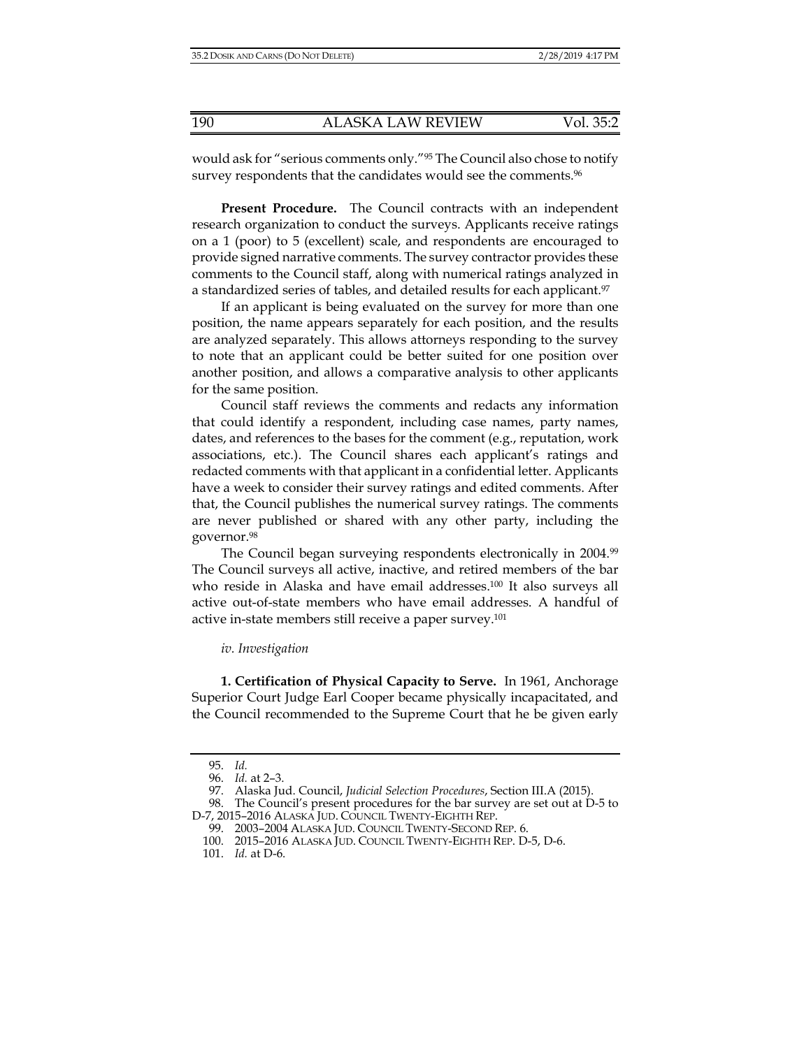would ask for "serious comments only."[95] The Council also chose to notify survey respondents that the candidates would see the comments.[96]

**Present Procedure.** The Council contracts with an independent research organization to conduct the surveys. Applicants receive ratings on a 1 (poor) to 5 (excellent) scale, and respondents are encouraged to provide signed narrative comments. The survey contractor provides these comments to the Council staff, along with numerical ratings analyzed in a standardized series of tables, and detailed results for each applicant.[97]

If an applicant is being evaluated on the survey for more than one position, the name appears separately for each position, and the results are analyzed separately. This allows attorneys responding to the survey to note that an applicant could be better suited for one position over another position, and allows a comparative analysis to other applicants for the same position.

Council staff reviews the comments and redacts any information that could identify a respondent, including case names, party names, dates, and references to the bases for the comment (e.g., reputation, work associations, etc.). The Council shares each applicant's ratings and redacted comments with that applicant in a confidential letter. Applicants have a week to consider their survey ratings and edited comments. After that, the Council publishes the numerical survey ratings. The comments are never published or shared with any other party, including the governor.[98]

The Council began surveying respondents electronically in 2004.[99] The Council surveys all active, inactive, and retired members of the bar who reside in Alaska and have email addresses.[100] It also surveys all active out-of-state members who have email addresses. A handful of active in-state members still receive a paper survey.[101]

*iv. Investigation*

**1. Certification of Physical Capacity to Serve.** In 1961, Anchorage Superior Court Judge Earl Cooper became physically incapacitated, and the Council recommended to the Supreme Court that he be given early

---

95. *Id.*

96. *Id.* at 2–3.

97. Alaska Jud. Council, *Judicial Selection Procedures*, Section III.A (2015).

98. The Council's present procedures for the bar survey are set out at D-5 to D-7, 2015–2016 ALASKA JUD. COUNCIL TWENTY-EIGHTH REP.

99. 2003–2004 ALASKA JUD. COUNCIL TWENTY-SECOND REP. 6.

100. 2015–2016 ALASKA JUD. COUNCIL TWENTY-EIGHTH REP. D-5, D-6.

101. *Id.* at D-6.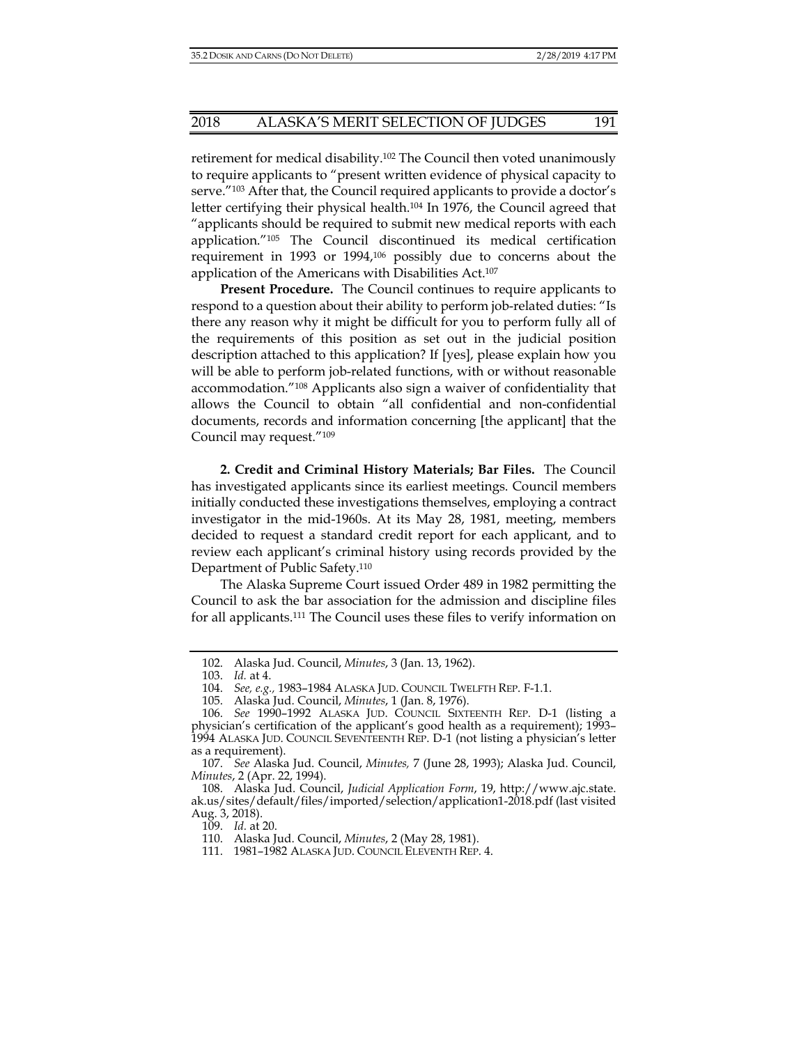retirement for medical disability.[102] The Council then voted unanimously to require applicants to "present written evidence of physical capacity to serve."[103] After that, the Council required applicants to provide a doctor's letter certifying their physical health.[104] In 1976, the Council agreed that "applicants should be required to submit new medical reports with each application."[105] The Council discontinued its medical certification requirement in 1993 or 1994,[106] possibly due to concerns about the application of the Americans with Disabilities Act.[107]

**Present Procedure.** The Council continues to require applicants to respond to a question about their ability to perform job-related duties: "Is there any reason why it might be difficult for you to perform fully all of the requirements of this position as set out in the judicial position description attached to this application? If [yes], please explain how you will be able to perform job-related functions, with or without reasonable accommodation."[108] Applicants also sign a waiver of confidentiality that allows the Council to obtain "all confidential and non-confidential documents, records and information concerning [the applicant] that the Council may request."[109]

**2. Credit and Criminal History Materials; Bar Files.** The Council has investigated applicants since its earliest meetings. Council members initially conducted these investigations themselves, employing a contract investigator in the mid-1960s. At its May 28, 1981, meeting, members decided to request a standard credit report for each applicant, and to review each applicant's criminal history using records provided by the Department of Public Safety.[110]

The Alaska Supreme Court issued Order 489 in 1982 permitting the Council to ask the bar association for the admission and discipline files for all applicants.[111] The Council uses these files to verify information on

102. Alaska Jud. Council, *Minutes*, 3 (Jan. 13, 1962).

103. *Id.* at 4.

104. *See, e.g.,* 1983–1984 ALASKA JUD. COUNCIL TWELFTH REP. F-1.1.

105. Alaska Jud. Council, *Minutes*, 1 (Jan. 8, 1976).

106. *See* 1990–1992 ALASKA JUD. COUNCIL SIXTEENTH REP. D-1 (listing a physician's certification of the applicant's good health as a requirement); 1993–1994 ALASKA JUD. COUNCIL SEVENTEENTH REP. D-1 (not listing a physician's letter as a requirement).

107. *See* Alaska Jud. Council, *Minutes,* 7 (June 28, 1993); Alaska Jud. Council, *Minutes*, 2 (Apr. 22, 1994).

108. Alaska Jud. Council, *Judicial Application Form*, 19, http://www.ajc.state.ak.us/sites/default/files/imported/selection/application1-2018.pdf (last visited Aug. 3, 2018).

109. *Id.* at 20.

110. Alaska Jud. Council, *Minutes*, 2 (May 28, 1981).

111. 1981–1982 ALASKA JUD. COUNCIL ELEVENTH REP. 4.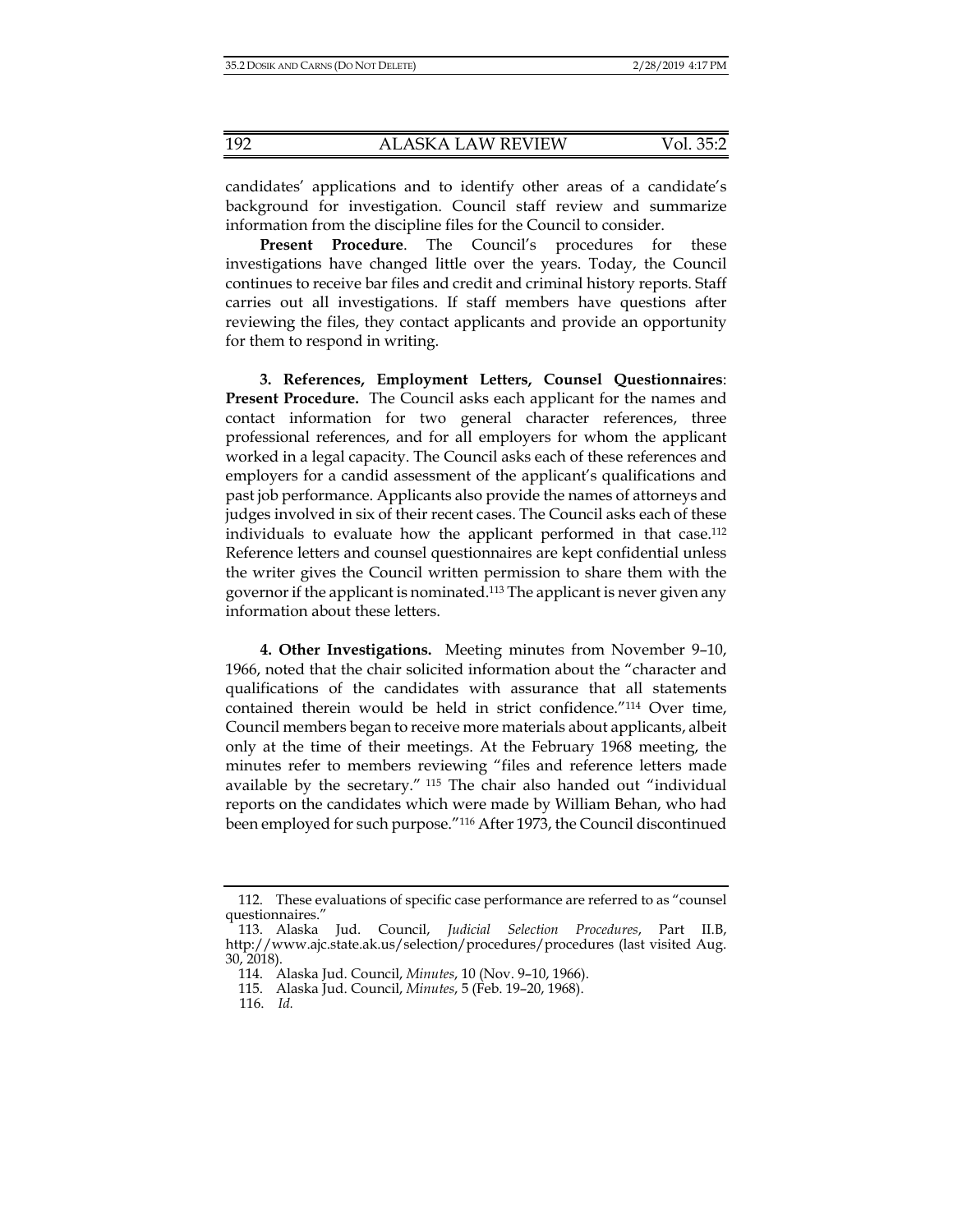candidates' applications and to identify other areas of a candidate's background for investigation. Council staff review and summarize information from the discipline files for the Council to consider.

**Present Procedure**. The Council's procedures for these investigations have changed little over the years. Today, the Council continues to receive bar files and credit and criminal history reports. Staff carries out all investigations. If staff members have questions after reviewing the files, they contact applicants and provide an opportunity for them to respond in writing.

**3. References, Employment Letters, Counsel Questionnaires**: **Present Procedure.** The Council asks each applicant for the names and contact information for two general character references, three professional references, and for all employers for whom the applicant worked in a legal capacity. The Council asks each of these references and employers for a candid assessment of the applicant's qualifications and past job performance. Applicants also provide the names of attorneys and judges involved in six of their recent cases. The Council asks each of these individuals to evaluate how the applicant performed in that case.[112] Reference letters and counsel questionnaires are kept confidential unless the writer gives the Council written permission to share them with the governor if the applicant is nominated.[113] The applicant is never given any information about these letters.

**4. Other Investigations.** Meeting minutes from November 9–10, 1966, noted that the chair solicited information about the "character and qualifications of the candidates with assurance that all statements contained therein would be held in strict confidence."[114] Over time, Council members began to receive more materials about applicants, albeit only at the time of their meetings. At the February 1968 meeting, the minutes refer to members reviewing "files and reference letters made available by the secretary." [115] The chair also handed out "individual reports on the candidates which were made by William Behan, who had been employed for such purpose."[116] After 1973, the Council discontinued

---

112. These evaluations of specific case performance are referred to as "counsel questionnaires."

113. Alaska Jud. Council, *Judicial Selection Procedures*, Part II.B, http://www.ajc.state.ak.us/selection/procedures/procedures (last visited Aug. 30, 2018).

114. Alaska Jud. Council, *Minutes*, 10 (Nov. 9–10, 1966).

115. Alaska Jud. Council, *Minutes*, 5 (Feb. 19–20, 1968).

116. *Id.*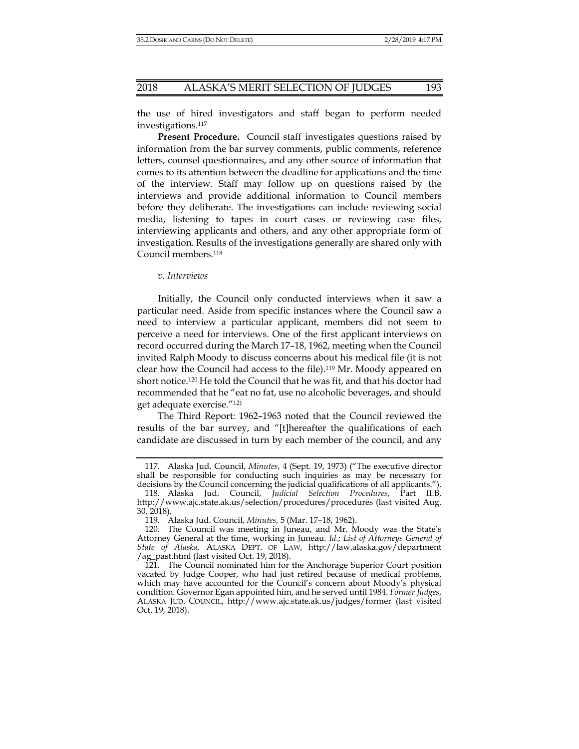the use of hired investigators and staff began to perform needed investigations.[117]

**Present Procedure.** Council staff investigates questions raised by information from the bar survey comments, public comments, reference letters, counsel questionnaires, and any other source of information that comes to its attention between the deadline for applications and the time of the interview. Staff may follow up on questions raised by the interviews and provide additional information to Council members before they deliberate. The investigations can include reviewing social media, listening to tapes in court cases or reviewing case files, interviewing applicants and others, and any other appropriate form of investigation. Results of the investigations generally are shared only with Council members.[118]

*v. Interviews*

Initially, the Council only conducted interviews when it saw a particular need. Aside from specific instances where the Council saw a need to interview a particular applicant, members did not seem to perceive a need for interviews. One of the first applicant interviews on record occurred during the March 17–18, 1962, meeting when the Council invited Ralph Moody to discuss concerns about his medical file (it is not clear how the Council had access to the file).[119] Mr. Moody appeared on short notice.[120] He told the Council that he was fit, and that his doctor had recommended that he "eat no fat, use no alcoholic beverages, and should get adequate exercise."[121]

The Third Report: 1962–1963 noted that the Council reviewed the results of the bar survey, and "[t]hereafter the qualifications of each candidate are discussed in turn by each member of the council, and any

---

117. Alaska Jud. Council, *Minutes*, 4 (Sept. 19, 1973) ("The executive director shall be responsible for conducting such inquiries as may be necessary for decisions by the Council concerning the judicial qualifications of all applicants.").

118. Alaska Jud. Council, *Judicial Selection Procedures*, Part II.B, http://www.ajc.state.ak.us/selection/procedures/procedures (last visited Aug. 30, 2018).

119. Alaska Jud. Council, *Minutes*, 5 (Mar. 17–18, 1962).

120. The Council was meeting in Juneau, and Mr. Moody was the State's Attorney General at the time, working in Juneau. *Id.*; *List of Attorneys General of State of Alaska*, ALASKA DEPT. OF LAW, http://law.alaska.gov/department/ag_past.html (last visited Oct. 19, 2018).

121. The Council nominated him for the Anchorage Superior Court position vacated by Judge Cooper, who had just retired because of medical problems, which may have accounted for the Council's concern about Moody's physical condition. Governor Egan appointed him, and he served until 1984. *Former Judges*, ALASKA JUD. COUNCIL, http://www.ajc.state.ak.us/judges/former (last visited Oct. 19, 2018).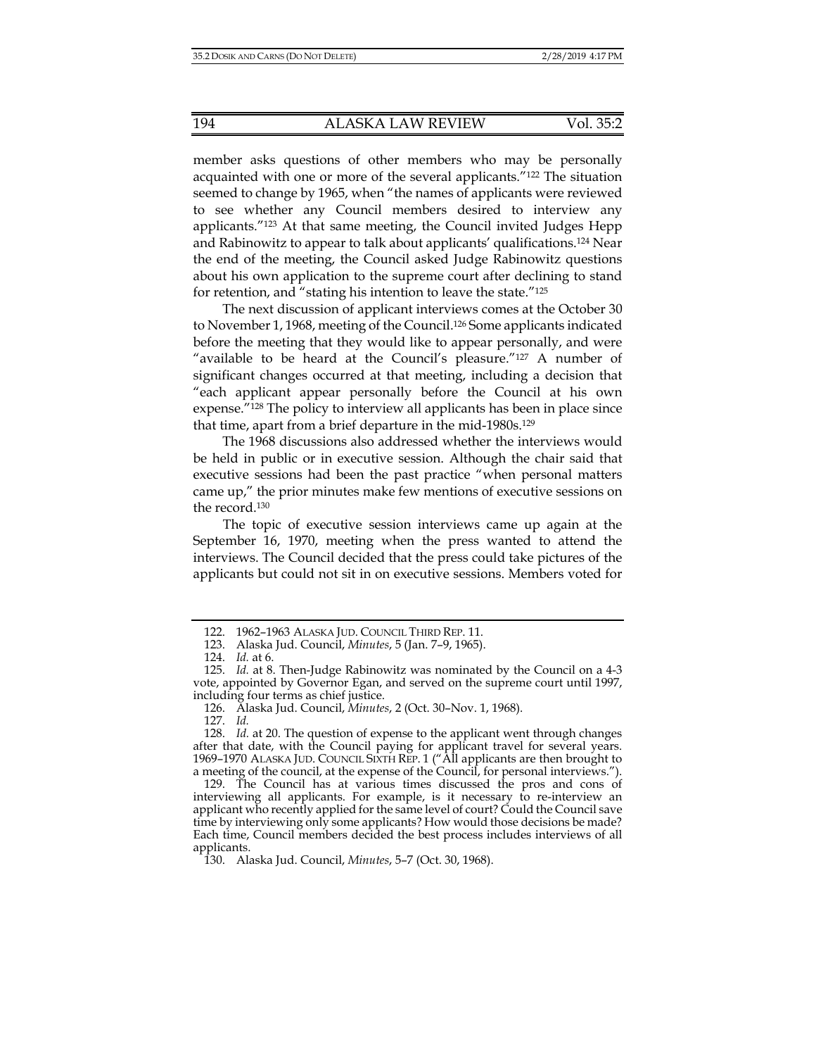member asks questions of other members who may be personally acquainted with one or more of the several applicants."[122] The situation seemed to change by 1965, when "the names of applicants were reviewed to see whether any Council members desired to interview any applicants."[123] At that same meeting, the Council invited Judges Hepp and Rabinowitz to appear to talk about applicants' qualifications.[124] Near the end of the meeting, the Council asked Judge Rabinowitz questions about his own application to the supreme court after declining to stand for retention, and "stating his intention to leave the state."[125]

The next discussion of applicant interviews comes at the October 30 to November 1, 1968, meeting of the Council.[126] Some applicants indicated before the meeting that they would like to appear personally, and were "available to be heard at the Council's pleasure."[127] A number of significant changes occurred at that meeting, including a decision that "each applicant appear personally before the Council at his own expense."[128] The policy to interview all applicants has been in place since that time, apart from a brief departure in the mid-1980s.[129]

The 1968 discussions also addressed whether the interviews would be held in public or in executive session. Although the chair said that executive sessions had been the past practice "when personal matters came up," the prior minutes make few mentions of executive sessions on the record.[130]

The topic of executive session interviews came up again at the September 16, 1970, meeting when the press wanted to attend the interviews. The Council decided that the press could take pictures of the applicants but could not sit in on executive sessions. Members voted for

---

122. 1962–1963 ALASKA JUD. COUNCIL THIRD REP. 11.

123. Alaska Jud. Council, *Minutes*, 5 (Jan. 7–9, 1965).

124. *Id.* at 6.

125. *Id.* at 8. Then-Judge Rabinowitz was nominated by the Council on a 4-3 vote, appointed by Governor Egan, and served on the supreme court until 1997, including four terms as chief justice.

126. Alaska Jud. Council, *Minutes*, 2 (Oct. 30–Nov. 1, 1968).

127. *Id.*

128. *Id.* at 20. The question of expense to the applicant went through changes after that date, with the Council paying for applicant travel for several years. 1969–1970 ALASKA JUD. COUNCIL SIXTH REP. 1 ("All applicants are then brought to a meeting of the council, at the expense of the Council, for personal interviews.").

129. The Council has at various times discussed the pros and cons of interviewing all applicants. For example, is it necessary to re-interview an applicant who recently applied for the same level of court? Could the Council save time by interviewing only some applicants? How would those decisions be made? Each time, Council members decided the best process includes interviews of all applicants.

130. Alaska Jud. Council, *Minutes*, 5–7 (Oct. 30, 1968).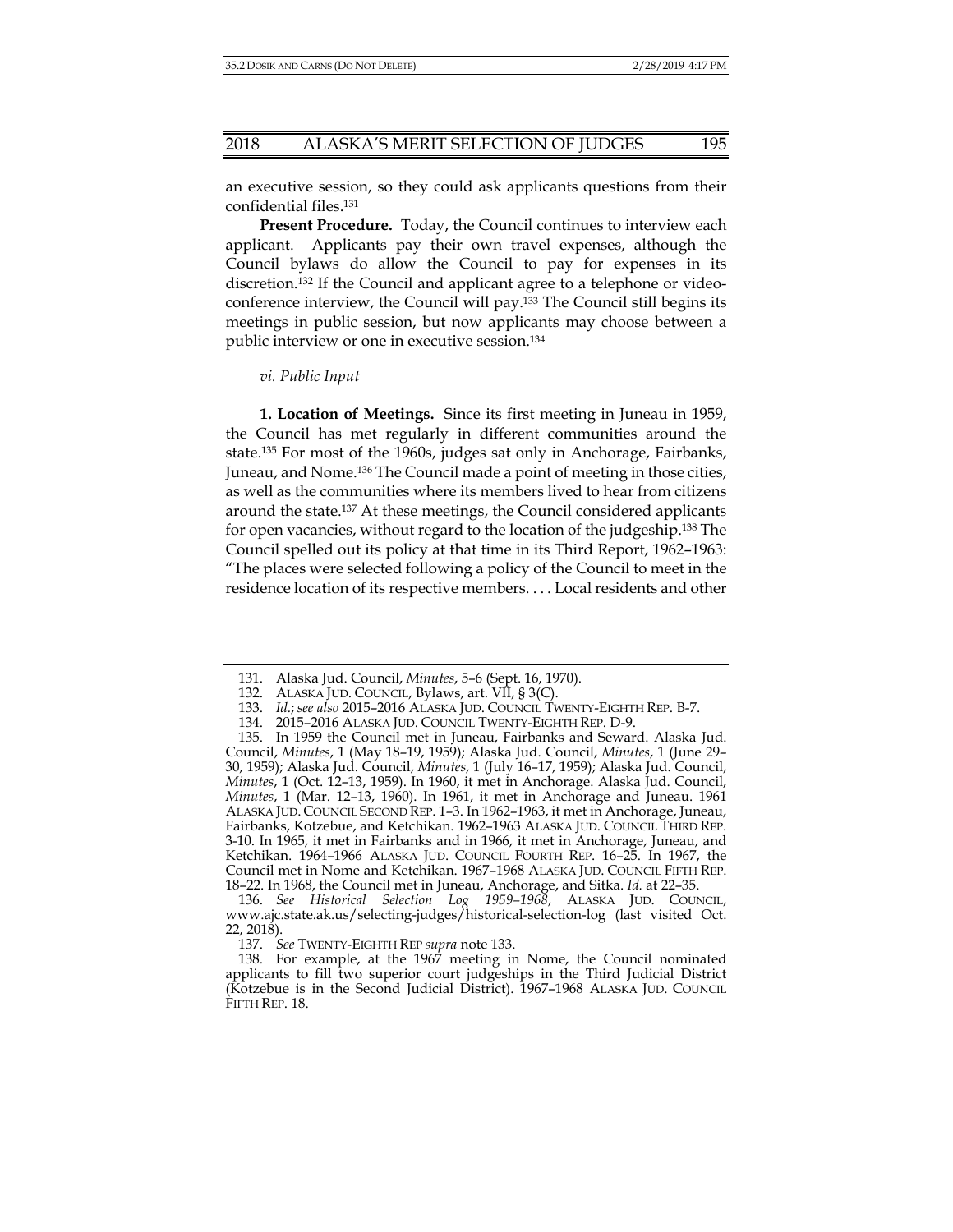an executive session, so they could ask applicants questions from their confidential files.[131]

**Present Procedure.** Today, the Council continues to interview each applicant. Applicants pay their own travel expenses, although the Council bylaws do allow the Council to pay for expenses in its discretion.[132] If the Council and applicant agree to a telephone or video-conference interview, the Council will pay.[133] The Council still begins its meetings in public session, but now applicants may choose between a public interview or one in executive session.[134]

*vi. Public Input*

**1. Location of Meetings.** Since its first meeting in Juneau in 1959, the Council has met regularly in different communities around the state.[135] For most of the 1960s, judges sat only in Anchorage, Fairbanks, Juneau, and Nome.[136] The Council made a point of meeting in those cities, as well as the communities where its members lived to hear from citizens around the state.[137] At these meetings, the Council considered applicants for open vacancies, without regard to the location of the judgeship.[138] The Council spelled out its policy at that time in its Third Report, 1962–1963: "The places were selected following a policy of the Council to meet in the residence location of its respective members. . . . Local residents and other

---

131. Alaska Jud. Council, *Minutes*, 5–6 (Sept. 16, 1970).

132. ALASKA JUD. COUNCIL, Bylaws, art. VII, § 3(C).

133. *Id.*; *see also* 2015–2016 ALASKA JUD. COUNCIL TWENTY-EIGHTH REP. B-7.

134. 2015–2016 ALASKA JUD. COUNCIL TWENTY-EIGHTH REP. D-9.

135. In 1959 the Council met in Juneau, Fairbanks and Seward. Alaska Jud. Council, *Minutes*, 1 (May 18–19, 1959); Alaska Jud. Council, *Minutes*, 1 (June 29–30, 1959); Alaska Jud. Council, *Minutes*, 1 (July 16–17, 1959); Alaska Jud. Council, *Minutes*, 1 (Oct. 12–13, 1959). In 1960, it met in Anchorage. Alaska Jud. Council, *Minutes*, 1 (Mar. 12–13, 1960). In 1961, it met in Anchorage and Juneau. 1961 ALASKA JUD. COUNCIL SECOND REP. 1–3. In 1962–1963, it met in Anchorage, Juneau, Fairbanks, Kotzebue, and Ketchikan. 1962–1963 ALASKA JUD. COUNCIL THIRD REP. 3-10. In 1965, it met in Fairbanks and in 1966, it met in Anchorage, Juneau, and Ketchikan. 1964–1966 ALASKA JUD. COUNCIL FOURTH REP. 16–25. In 1967, the Council met in Nome and Ketchikan. 1967–1968 ALASKA JUD. COUNCIL FIFTH REP. 18–22. In 1968, the Council met in Juneau, Anchorage, and Sitka. *Id.* at 22–35.

136. *See Historical Selection Log 1959–1968*, ALASKA JUD. COUNCIL, www.ajc.state.ak.us/selecting-judges/historical-selection-log (last visited Oct. 22, 2018).

137. *See* TWENTY-EIGHTH REP *supra* note 133.

138. For example, at the 1967 meeting in Nome, the Council nominated applicants to fill two superior court judgeships in the Third Judicial District (Kotzebue is in the Second Judicial District). 1967–1968 ALASKA JUD. COUNCIL FIFTH REP. 18.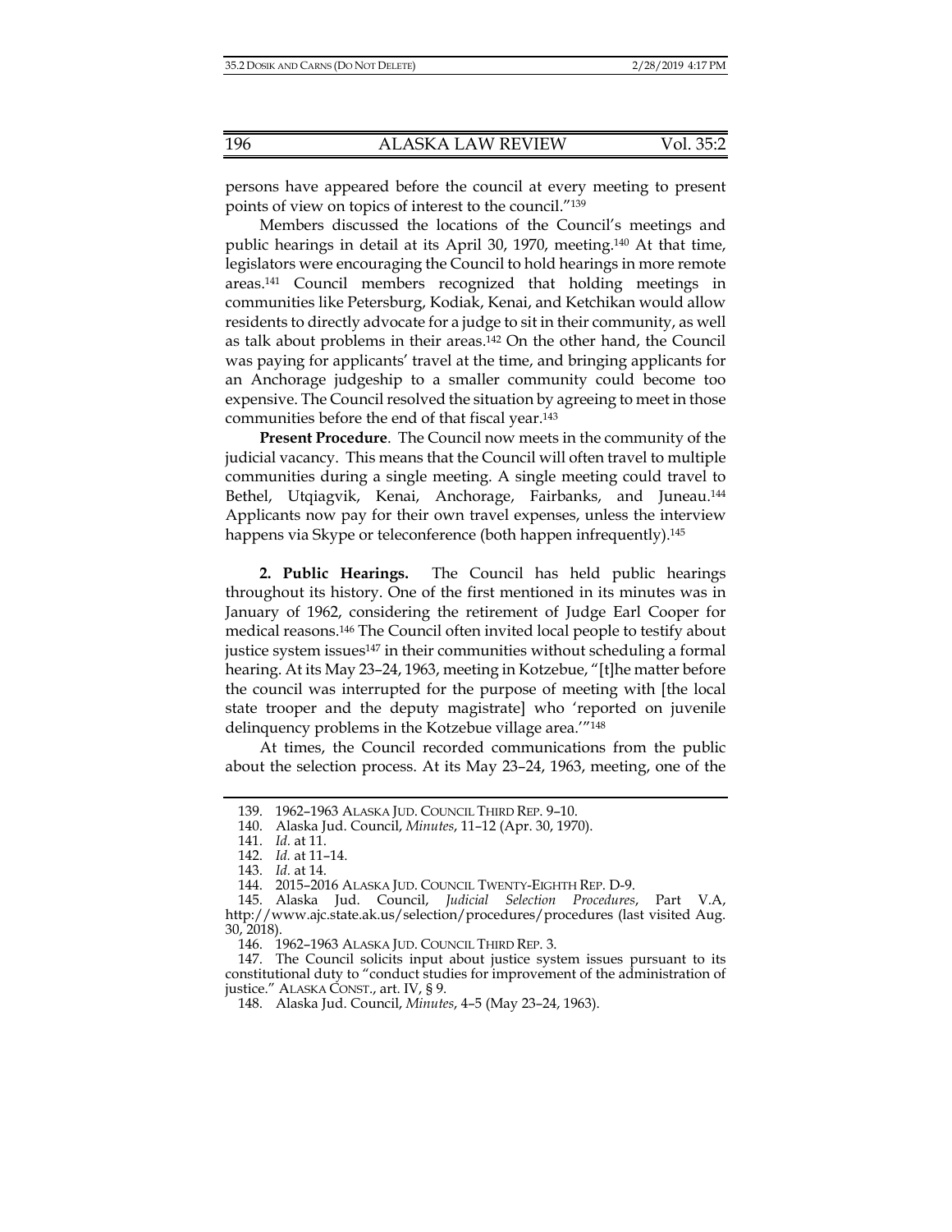persons have appeared before the council at every meeting to present points of view on topics of interest to the council."[139]

Members discussed the locations of the Council's meetings and public hearings in detail at its April 30, 1970, meeting.[140] At that time, legislators were encouraging the Council to hold hearings in more remote areas.[141] Council members recognized that holding meetings in communities like Petersburg, Kodiak, Kenai, and Ketchikan would allow residents to directly advocate for a judge to sit in their community, as well as talk about problems in their areas.[142] On the other hand, the Council was paying for applicants' travel at the time, and bringing applicants for an Anchorage judgeship to a smaller community could become too expensive. The Council resolved the situation by agreeing to meet in those communities before the end of that fiscal year.[143]

**Present Procedure**. The Council now meets in the community of the judicial vacancy. This means that the Council will often travel to multiple communities during a single meeting. A single meeting could travel to Bethel, Utqiagvik, Kenai, Anchorage, Fairbanks, and Juneau.[144] Applicants now pay for their own travel expenses, unless the interview happens via Skype or teleconference (both happen infrequently).[145]

**2. Public Hearings.** The Council has held public hearings throughout its history. One of the first mentioned in its minutes was in January of 1962, considering the retirement of Judge Earl Cooper for medical reasons.[146] The Council often invited local people to testify about justice system issues[147] in their communities without scheduling a formal hearing. At its May 23–24, 1963, meeting in Kotzebue, "[t]he matter before the council was interrupted for the purpose of meeting with [the local state trooper and the deputy magistrate] who 'reported on juvenile delinquency problems in the Kotzebue village area.'"[148]

At times, the Council recorded communications from the public about the selection process. At its May 23–24, 1963, meeting, one of the

---

139. 1962–1963 ALASKA JUD. COUNCIL THIRD REP. 9–10.

140. Alaska Jud. Council, *Minutes*, 11–12 (Apr. 30, 1970).

141. *Id.* at 11.

142. *Id.* at 11–14.

143. *Id.* at 14.

144. 2015–2016 ALASKA JUD. COUNCIL TWENTY-EIGHTH REP. D-9.

145. Alaska Jud. Council, *Judicial Selection Procedures*, Part V.A, http://www.ajc.state.ak.us/selection/procedures/procedures (last visited Aug. 30, 2018).

146. 1962–1963 ALASKA JUD. COUNCIL THIRD REP. 3.

147. The Council solicits input about justice system issues pursuant to its constitutional duty to "conduct studies for improvement of the administration of justice." ALASKA CONST., art. IV, § 9.

148. Alaska Jud. Council, *Minutes*, 4–5 (May 23–24, 1963).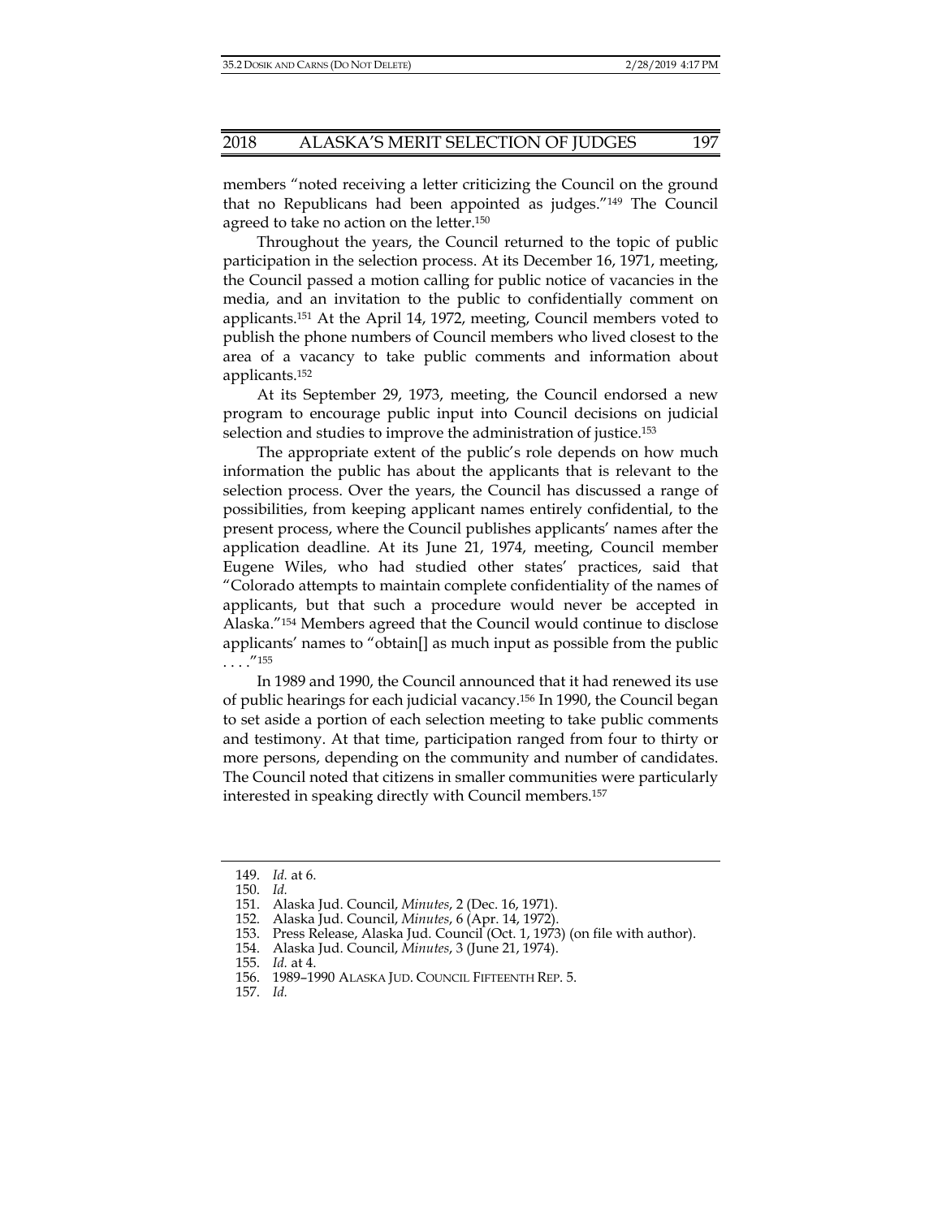members "noted receiving a letter criticizing the Council on the ground that no Republicans had been appointed as judges."[149] The Council agreed to take no action on the letter.[150]

Throughout the years, the Council returned to the topic of public participation in the selection process. At its December 16, 1971, meeting, the Council passed a motion calling for public notice of vacancies in the media, and an invitation to the public to confidentially comment on applicants.[151] At the April 14, 1972, meeting, Council members voted to publish the phone numbers of Council members who lived closest to the area of a vacancy to take public comments and information about applicants.[152]

At its September 29, 1973, meeting, the Council endorsed a new program to encourage public input into Council decisions on judicial selection and studies to improve the administration of justice.[153]

The appropriate extent of the public's role depends on how much information the public has about the applicants that is relevant to the selection process. Over the years, the Council has discussed a range of possibilities, from keeping applicant names entirely confidential, to the present process, where the Council publishes applicants' names after the application deadline. At its June 21, 1974, meeting, Council member Eugene Wiles, who had studied other states' practices, said that "Colorado attempts to maintain complete confidentiality of the names of applicants, but that such a procedure would never be accepted in Alaska."[154] Members agreed that the Council would continue to disclose applicants' names to "obtain[] as much input as possible from the public . . . ."[155]

In 1989 and 1990, the Council announced that it had renewed its use of public hearings for each judicial vacancy.[156] In 1990, the Council began to set aside a portion of each selection meeting to take public comments and testimony. At that time, participation ranged from four to thirty or more persons, depending on the community and number of candidates. The Council noted that citizens in smaller communities were particularly interested in speaking directly with Council members.[157]

---

149. *Id.* at 6.
150. *Id.*
151. Alaska Jud. Council, *Minutes*, 2 (Dec. 16, 1971).
152. Alaska Jud. Council, *Minutes*, 6 (Apr. 14, 1972).
153. Press Release, Alaska Jud. Council (Oct. 1, 1973) (on file with author).
154. Alaska Jud. Council, *Minutes*, 3 (June 21, 1974).
155. *Id.* at 4.
156. 1989–1990 ALASKA JUD. COUNCIL FIFTEENTH REP. 5.
157. *Id.*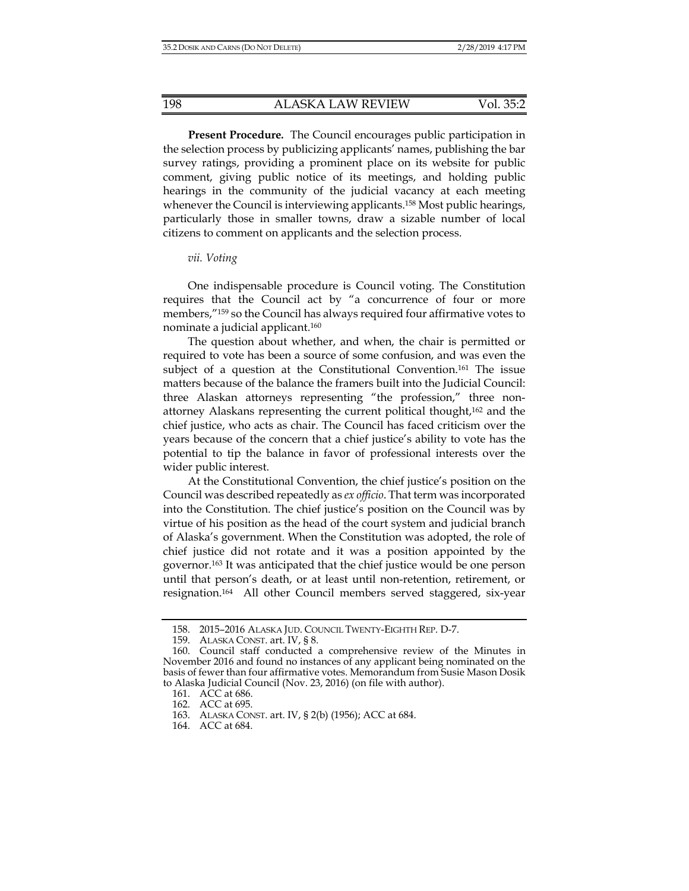**Present Procedure.** The Council encourages public participation in the selection process by publicizing applicants' names, publishing the bar survey ratings, providing a prominent place on its website for public comment, giving public notice of its meetings, and holding public hearings in the community of the judicial vacancy at each meeting whenever the Council is interviewing applicants.[158] Most public hearings, particularly those in smaller towns, draw a sizable number of local citizens to comment on applicants and the selection process.

*vii. Voting*

One indispensable procedure is Council voting. The Constitution requires that the Council act by "a concurrence of four or more members,"[159] so the Council has always required four affirmative votes to nominate a judicial applicant.[160]

The question about whether, and when, the chair is permitted or required to vote has been a source of some confusion, and was even the subject of a question at the Constitutional Convention.[161] The issue matters because of the balance the framers built into the Judicial Council: three Alaskan attorneys representing "the profession," three non-attorney Alaskans representing the current political thought,[162] and the chief justice, who acts as chair. The Council has faced criticism over the years because of the concern that a chief justice's ability to vote has the potential to tip the balance in favor of professional interests over the wider public interest.

At the Constitutional Convention, the chief justice's position on the Council was described repeatedly as *ex officio*. That term was incorporated into the Constitution. The chief justice's position on the Council was by virtue of his position as the head of the court system and judicial branch of Alaska's government. When the Constitution was adopted, the role of chief justice did not rotate and it was a position appointed by the governor.[163] It was anticipated that the chief justice would be one person until that person's death, or at least until non-retention, retirement, or resignation.[164] All other Council members served staggered, six-year

---

158. 2015–2016 ALASKA JUD. COUNCIL TWENTY-EIGHTH REP. D-7.

159. ALASKA CONST. art. IV, § 8.

160. Council staff conducted a comprehensive review of the Minutes in November 2016 and found no instances of any applicant being nominated on the basis of fewer than four affirmative votes. Memorandum from Susie Mason Dosik to Alaska Judicial Council (Nov. 23, 2016) (on file with author).

161. ACC at 686.

162. ACC at 695.

163. ALASKA CONST. art. IV, § 2(b) (1956); ACC at 684.

164. ACC at 684.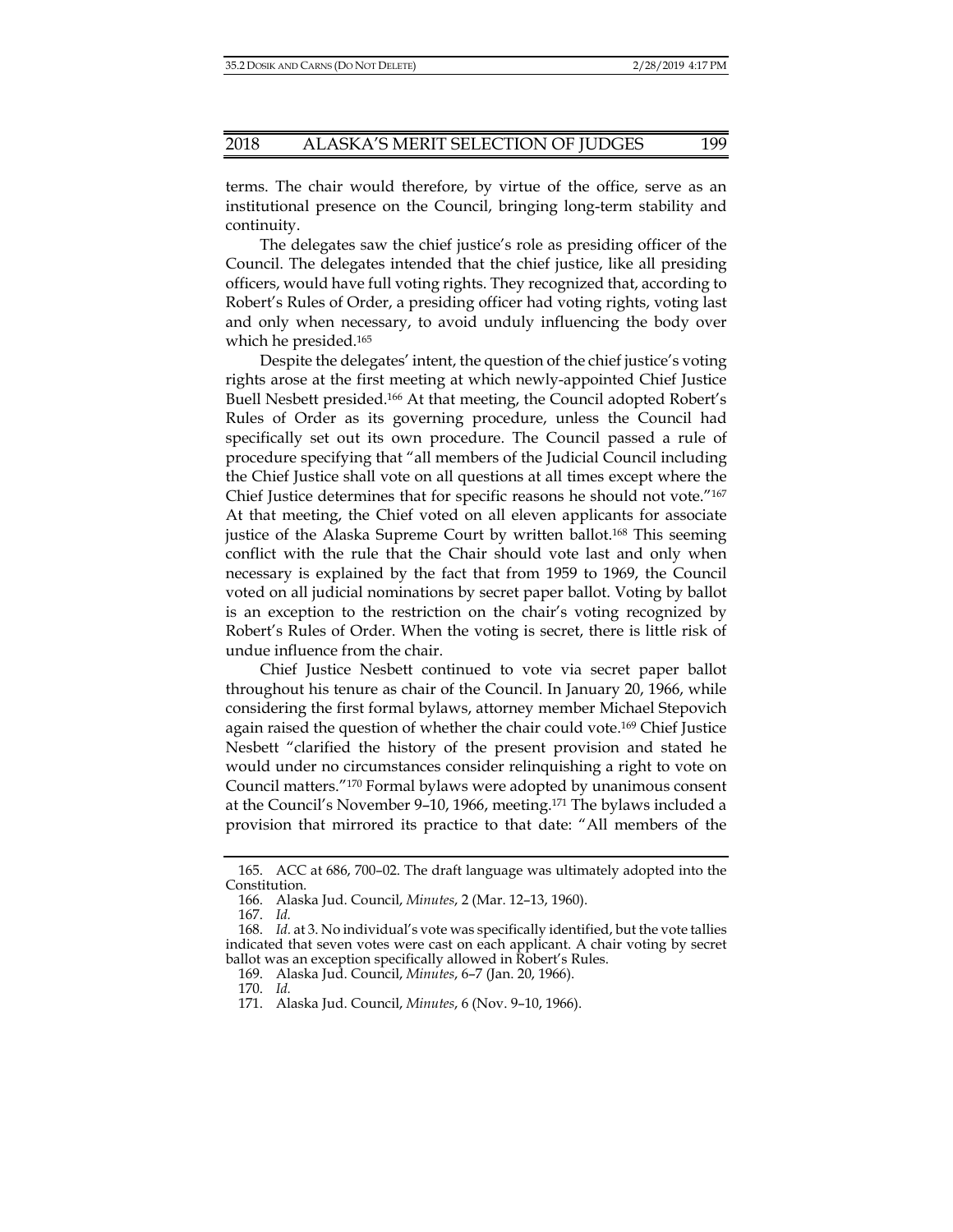terms. The chair would therefore, by virtue of the office, serve as an institutional presence on the Council, bringing long-term stability and continuity.

The delegates saw the chief justice's role as presiding officer of the Council. The delegates intended that the chief justice, like all presiding officers, would have full voting rights. They recognized that, according to Robert's Rules of Order, a presiding officer had voting rights, voting last and only when necessary, to avoid unduly influencing the body over which he presided.[165]

Despite the delegates' intent, the question of the chief justice's voting rights arose at the first meeting at which newly-appointed Chief Justice Buell Nesbett presided.[166] At that meeting, the Council adopted Robert's Rules of Order as its governing procedure, unless the Council had specifically set out its own procedure. The Council passed a rule of procedure specifying that "all members of the Judicial Council including the Chief Justice shall vote on all questions at all times except where the Chief Justice determines that for specific reasons he should not vote."[167] At that meeting, the Chief voted on all eleven applicants for associate justice of the Alaska Supreme Court by written ballot.[168] This seeming conflict with the rule that the Chair should vote last and only when necessary is explained by the fact that from 1959 to 1969, the Council voted on all judicial nominations by secret paper ballot. Voting by ballot is an exception to the restriction on the chair's voting recognized by Robert's Rules of Order. When the voting is secret, there is little risk of undue influence from the chair.

Chief Justice Nesbett continued to vote via secret paper ballot throughout his tenure as chair of the Council. In January 20, 1966, while considering the first formal bylaws, attorney member Michael Stepovich again raised the question of whether the chair could vote.[169] Chief Justice Nesbett "clarified the history of the present provision and stated he would under no circumstances consider relinquishing a right to vote on Council matters."[170] Formal bylaws were adopted by unanimous consent at the Council's November 9–10, 1966, meeting.[171] The bylaws included a provision that mirrored its practice to that date: "All members of the

---

165. ACC at 686, 700–02. The draft language was ultimately adopted into the Constitution.

166. Alaska Jud. Council, *Minutes*, 2 (Mar. 12–13, 1960).

167. *Id.*

168. *Id.* at 3. No individual's vote was specifically identified, but the vote tallies indicated that seven votes were cast on each applicant. A chair voting by secret ballot was an exception specifically allowed in Robert's Rules.

169. Alaska Jud. Council, *Minutes*, 6–7 (Jan. 20, 1966).

170. *Id.*

171. Alaska Jud. Council, *Minutes*, 6 (Nov. 9–10, 1966).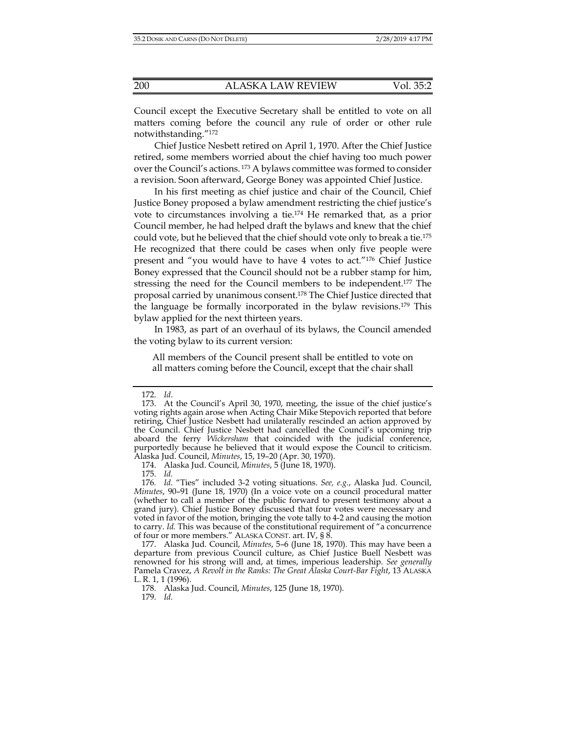Council except the Executive Secretary shall be entitled to vote on all matters coming before the council any rule of order or other rule notwithstanding."[172]

Chief Justice Nesbett retired on April 1, 1970. After the Chief Justice retired, some members worried about the chief having too much power over the Council's actions.[173] A bylaws committee was formed to consider a revision. Soon afterward, George Boney was appointed Chief Justice.

In his first meeting as chief justice and chair of the Council, Chief Justice Boney proposed a bylaw amendment restricting the chief justice's vote to circumstances involving a tie.[174] He remarked that, as a prior Council member, he had helped draft the bylaws and knew that the chief could vote, but he believed that the chief should vote only to break a tie.[175] He recognized that there could be cases when only five people were present and "you would have to have 4 votes to act."[176] Chief Justice Boney expressed that the Council should not be a rubber stamp for him, stressing the need for the Council members to be independent.[177] The proposal carried by unanimous consent.[178] The Chief Justice directed that the language be formally incorporated in the bylaw revisions.[179] This bylaw applied for the next thirteen years.

In 1983, as part of an overhaul of its bylaws, the Council amended the voting bylaw to its current version:

> All members of the Council present shall be entitled to vote on all matters coming before the Council, except that the chair shall

---

172. *Id.*

173. At the Council's April 30, 1970, meeting, the issue of the chief justice's voting rights again arose when Acting Chair Mike Stepovich reported that before retiring, Chief Justice Nesbett had unilaterally rescinded an action approved by the Council. Chief Justice Nesbett had cancelled the Council's upcoming trip aboard the ferry *Wickersham* that coincided with the judicial conference, purportedly because he believed that it would expose the Council to criticism. Alaska Jud. Council, *Minutes*, 15, 19–20 (Apr. 30, 1970).

174. Alaska Jud. Council, *Minutes*, 5 (June 18, 1970).

175. *Id.*

176. *Id.* "Ties" included 3-2 voting situations. *See, e.g.*, Alaska Jud. Council, *Minutes*, 90–91 (June 18, 1970) (In a voice vote on a council procedural matter (whether to call a member of the public forward to present testimony about a grand jury). Chief Justice Boney discussed that four votes were necessary and voted in favor of the motion, bringing the vote tally to 4-2 and causing the motion to carry. *Id.* This was because of the constitutional requirement of "a concurrence of four or more members." ALASKA CONST. art. IV, § 8.

177. Alaska Jud. Council, *Minutes*, 5–6 (June 18, 1970). This may have been a departure from previous Council culture, as Chief Justice Buell Nesbett was renowned for his strong will and, at times, imperious leadership. *See generally* Pamela Cravez, *A Revolt in the Ranks: The Great Alaska Court-Bar Fight*, 13 ALASKA L. R. 1, 1 (1996).

178. Alaska Jud. Council, *Minutes*, 125 (June 18, 1970).

179. *Id.*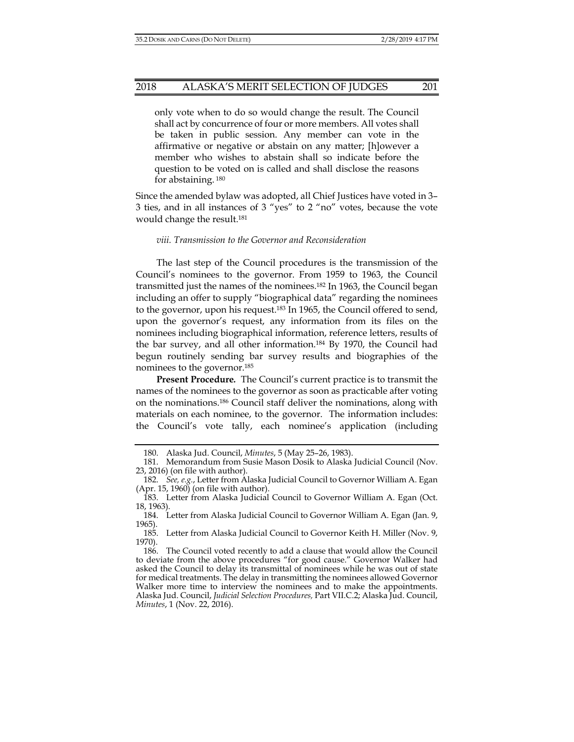> only vote when to do so would change the result. The Council shall act by concurrence of four or more members. All votes shall be taken in public session. Any member can vote in the affirmative or negative or abstain on any matter; [h]owever a member who wishes to abstain shall so indicate before the question to be voted on is called and shall disclose the reasons for abstaining. [180]

Since the amended bylaw was adopted, all Chief Justices have voted in 3–3 ties, and in all instances of 3 "yes" to 2 "no" votes, because the vote would change the result.[181]

*viii. Transmission to the Governor and Reconsideration*

The last step of the Council procedures is the transmission of the Council's nominees to the governor. From 1959 to 1963, the Council transmitted just the names of the nominees.[182] In 1963, the Council began including an offer to supply "biographical data" regarding the nominees to the governor, upon his request.[183] In 1965, the Council offered to send, upon the governor's request, any information from its files on the nominees including biographical information, reference letters, results of the bar survey, and all other information.[184] By 1970, the Council had begun routinely sending bar survey results and biographies of the nominees to the governor.[185]

**Present Procedure.** The Council's current practice is to transmit the names of the nominees to the governor as soon as practicable after voting on the nominations.[186] Council staff deliver the nominations, along with materials on each nominee, to the governor. The information includes: the Council's vote tally, each nominee's application (including

---

180. Alaska Jud. Council, *Minutes*, 5 (May 25–26, 1983).

181. Memorandum from Susie Mason Dosik to Alaska Judicial Council (Nov. 23, 2016) (on file with author).

182. *See, e.g.*, Letter from Alaska Judicial Council to Governor William A. Egan (Apr. 15, 1960) (on file with author).

183. Letter from Alaska Judicial Council to Governor William A. Egan (Oct. 18, 1963).

184. Letter from Alaska Judicial Council to Governor William A. Egan (Jan. 9, 1965).

185. Letter from Alaska Judicial Council to Governor Keith H. Miller (Nov. 9, 1970).

186. The Council voted recently to add a clause that would allow the Council to deviate from the above procedures "for good cause." Governor Walker had asked the Council to delay its transmittal of nominees while he was out of state for medical treatments. The delay in transmitting the nominees allowed Governor Walker more time to interview the nominees and to make the appointments. Alaska Jud. Council, *Judicial Selection Procedures*, Part VII.C.2; Alaska Jud. Council, *Minutes*, 1 (Nov. 22, 2016).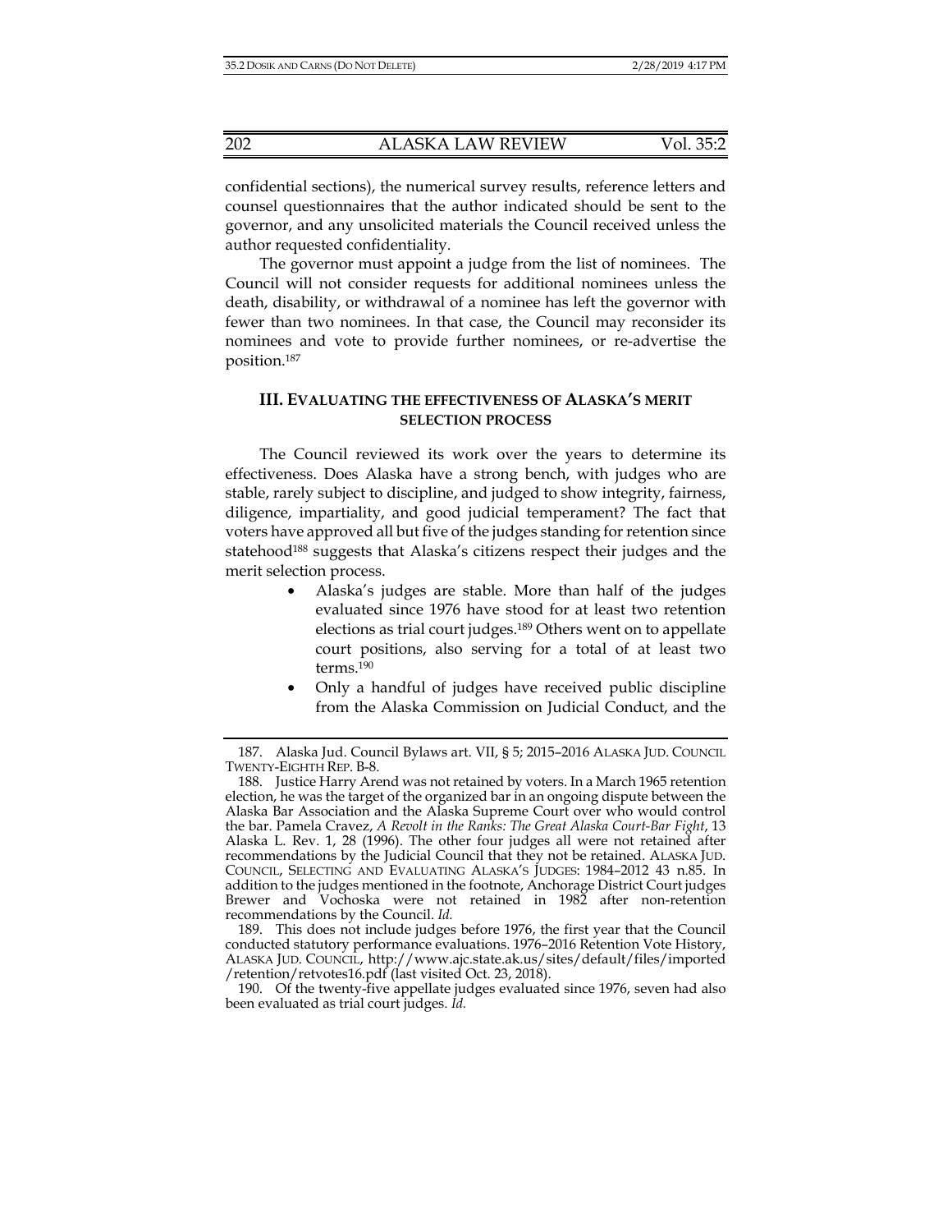confidential sections), the numerical survey results, reference letters and counsel questionnaires that the author indicated should be sent to the governor, and any unsolicited materials the Council received unless the author requested confidentiality.

The governor must appoint a judge from the list of nominees. The Council will not consider requests for additional nominees unless the death, disability, or withdrawal of a nominee has left the governor with fewer than two nominees. In that case, the Council may reconsider its nominees and vote to provide further nominees, or re-advertise the position.[187]

## III. EVALUATING THE EFFECTIVENESS OF ALASKA'S MERIT SELECTION PROCESS

The Council reviewed its work over the years to determine its effectiveness. Does Alaska have a strong bench, with judges who are stable, rarely subject to discipline, and judged to show integrity, fairness, diligence, impartiality, and good judicial temperament? The fact that voters have approved all but five of the judges standing for retention since statehood[188] suggests that Alaska's citizens respect their judges and the merit selection process.

- Alaska's judges are stable. More than half of the judges evaluated since 1976 have stood for at least two retention elections as trial court judges.[189] Others went on to appellate court positions, also serving for a total of at least two terms.[190]
- Only a handful of judges have received public discipline from the Alaska Commission on Judicial Conduct, and the

---

187. Alaska Jud. Council Bylaws art. VII, § 5; 2015–2016 ALASKA JUD. COUNCIL TWENTY-EIGHTH REP. B-8.

188. Justice Harry Arend was not retained by voters. In a March 1965 retention election, he was the target of the organized bar in an ongoing dispute between the Alaska Bar Association and the Alaska Supreme Court over who would control the bar. Pamela Cravez, *A Revolt in the Ranks: The Great Alaska Court-Bar Fight*, 13 Alaska L. Rev. 1, 28 (1996). The other four judges all were not retained after recommendations by the Judicial Council that they not be retained. ALASKA JUD. COUNCIL, SELECTING AND EVALUATING ALASKA'S JUDGES: 1984–2012 43 n.85. In addition to the judges mentioned in the footnote, Anchorage District Court judges Brewer and Vochoska were not retained in 1982 after non-retention recommendations by the Council. *Id.*

189. This does not include judges before 1976, the first year that the Council conducted statutory performance evaluations. 1976–2016 Retention Vote History, ALASKA JUD. COUNCIL, http://www.ajc.state.ak.us/sites/default/files/imported/retention/retvotes16.pdf (last visited Oct. 23, 2018).

190. Of the twenty-five appellate judges evaluated since 1976, seven had also been evaluated as trial court judges. *Id.*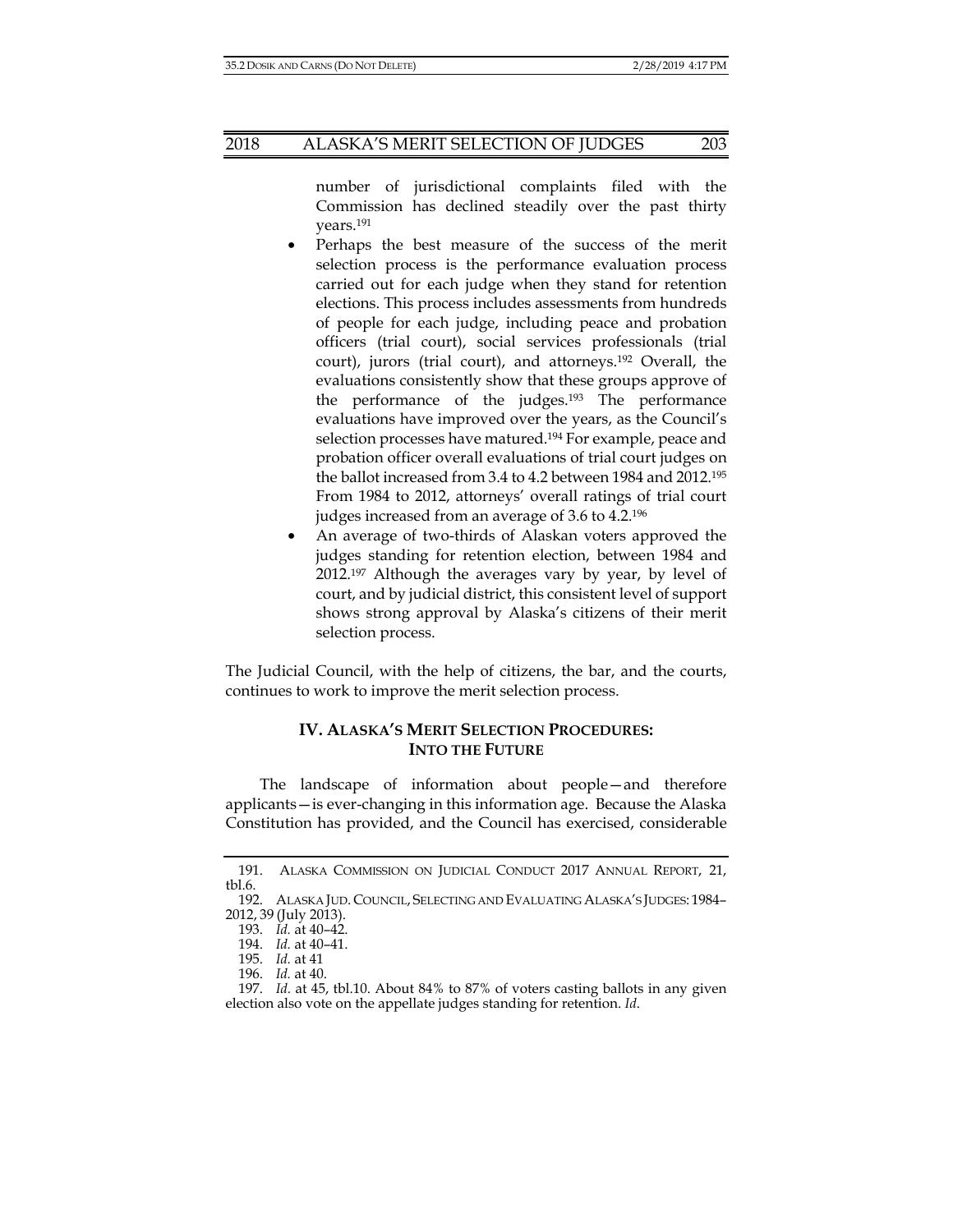number of jurisdictional complaints filed with the Commission has declined steadily over the past thirty years.[191]

- Perhaps the best measure of the success of the merit selection process is the performance evaluation process carried out for each judge when they stand for retention elections. This process includes assessments from hundreds of people for each judge, including peace and probation officers (trial court), social services professionals (trial court), jurors (trial court), and attorneys.[192] Overall, the evaluations consistently show that these groups approve of the performance of the judges.[193] The performance evaluations have improved over the years, as the Council's selection processes have matured.[194] For example, peace and probation officer overall evaluations of trial court judges on the ballot increased from 3.4 to 4.2 between 1984 and 2012.[195] From 1984 to 2012, attorneys' overall ratings of trial court judges increased from an average of 3.6 to 4.2.[196]
- An average of two-thirds of Alaskan voters approved the judges standing for retention election, between 1984 and 2012.[197] Although the averages vary by year, by level of court, and by judicial district, this consistent level of support shows strong approval by Alaska's citizens of their merit selection process.

The Judicial Council, with the help of citizens, the bar, and the courts, continues to work to improve the merit selection process.

## IV. ALASKA'S MERIT SELECTION PROCEDURES: INTO THE FUTURE

The landscape of information about people—and therefore applicants—is ever-changing in this information age. Because the Alaska Constitution has provided, and the Council has exercised, considerable

---

191. ALASKA COMMISSION ON JUDICIAL CONDUCT 2017 ANNUAL REPORT, 21, tbl.6.

192. ALASKA JUD. COUNCIL, SELECTING AND EVALUATING ALASKA'S JUDGES: 1984–2012, 39 (July 2013).

193. *Id.* at 40–42.

194. *Id.* at 40–41.

195. *Id.* at 41

196. *Id.* at 40.

197. *Id.* at 45, tbl.10. About 84% to 87% of voters casting ballots in any given election also vote on the appellate judges standing for retention. *Id*.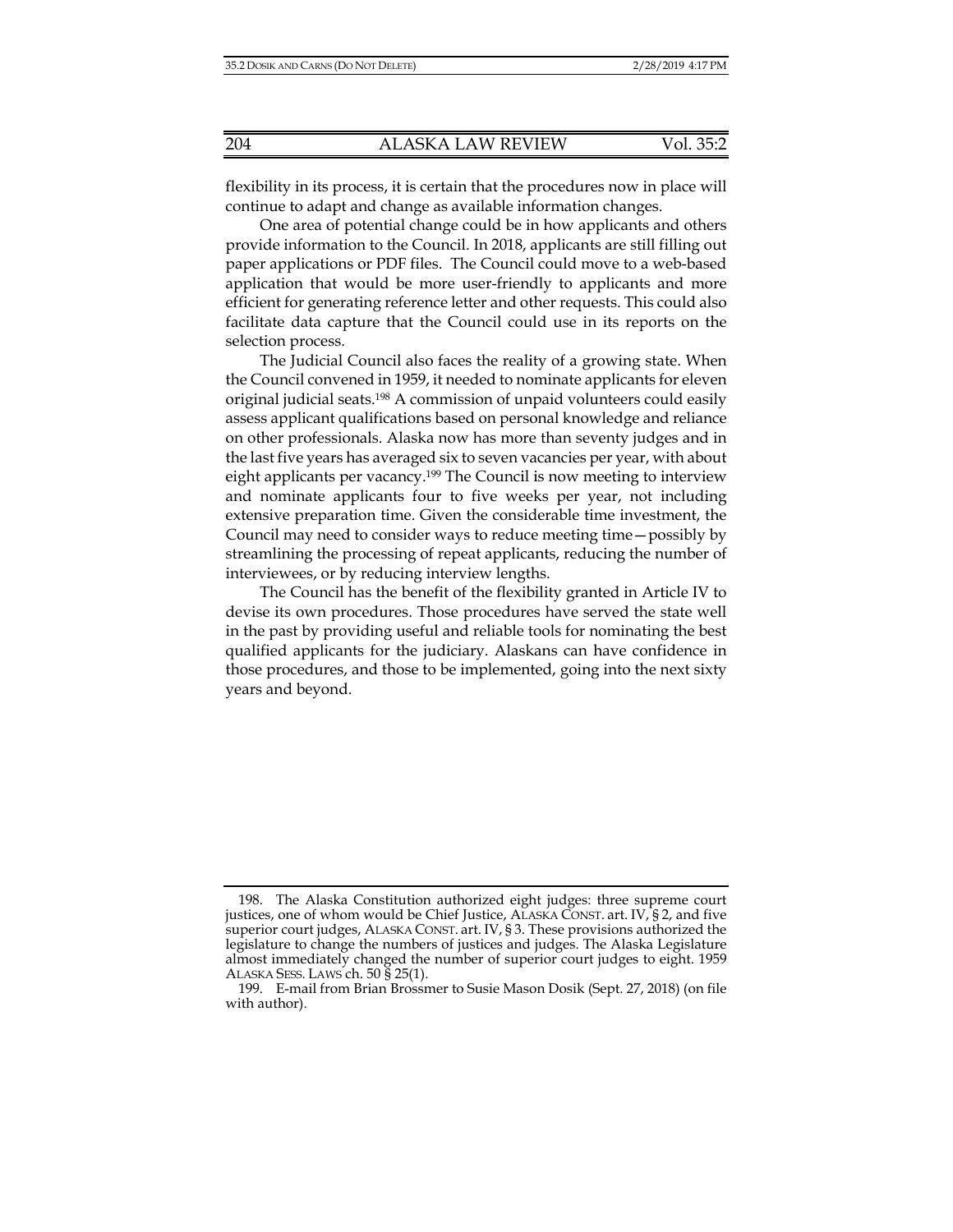flexibility in its process, it is certain that the procedures now in place will continue to adapt and change as available information changes.

One area of potential change could be in how applicants and others provide information to the Council. In 2018, applicants are still filling out paper applications or PDF files. The Council could move to a web-based application that would be more user-friendly to applicants and more efficient for generating reference letter and other requests. This could also facilitate data capture that the Council could use in its reports on the selection process.

The Judicial Council also faces the reality of a growing state. When the Council convened in 1959, it needed to nominate applicants for eleven original judicial seats.[198] A commission of unpaid volunteers could easily assess applicant qualifications based on personal knowledge and reliance on other professionals. Alaska now has more than seventy judges and in the last five years has averaged six to seven vacancies per year, with about eight applicants per vacancy.[199] The Council is now meeting to interview and nominate applicants four to five weeks per year, not including extensive preparation time. Given the considerable time investment, the Council may need to consider ways to reduce meeting time—possibly by streamlining the processing of repeat applicants, reducing the number of interviewees, or by reducing interview lengths.

The Council has the benefit of the flexibility granted in Article IV to devise its own procedures. Those procedures have served the state well in the past by providing useful and reliable tools for nominating the best qualified applicants for the judiciary. Alaskans can have confidence in those procedures, and those to be implemented, going into the next sixty years and beyond.

---

198. The Alaska Constitution authorized eight judges: three supreme court justices, one of whom would be Chief Justice, ALASKA CONST. art. IV, § 2, and five superior court judges, ALASKA CONST. art. IV, § 3. These provisions authorized the legislature to change the numbers of justices and judges. The Alaska Legislature almost immediately changed the number of superior court judges to eight. 1959 ALASKA SESS. LAWS ch. 50 § 25(1).

199. E-mail from Brian Brossmer to Susie Mason Dosik (Sept. 27, 2018) (on file with author).